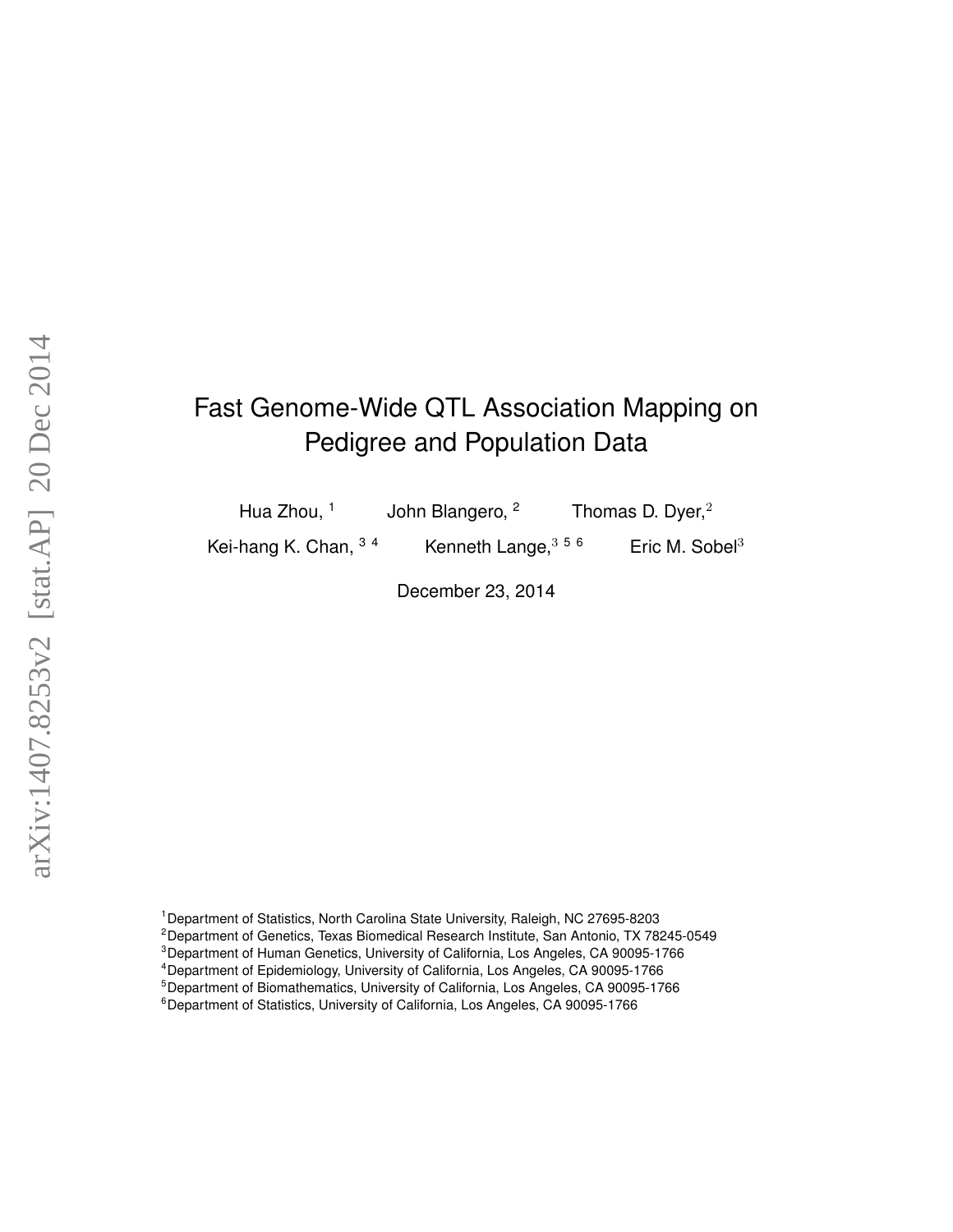# Fast Genome-Wide QTL Association Mapping on Pedigree and Population Data

Hua Zhou, [1] John Blangero, [2] Thomas D. Dyer, [2]

Kei-hang K. Chan, [3,4] Kenneth Lange, [3,5,6] Eric M. Sobel [3]

December 23, 2014

[1] Department of Statistics, North Carolina State University, Raleigh, NC 27695-8203
[2] Department of Genetics, Texas Biomedical Research Institute, San Antonio, TX 78245-0549
[3] Department of Human Genetics, University of California, Los Angeles, CA 90095-1766
[4] Department of Epidemiology, University of California, Los Angeles, CA 90095-1766
[5] Department of Biomathematics, University of California, Los Angeles, CA 90095-1766
[6] Department of Statistics, University of California, Los Angeles, CA 90095-1766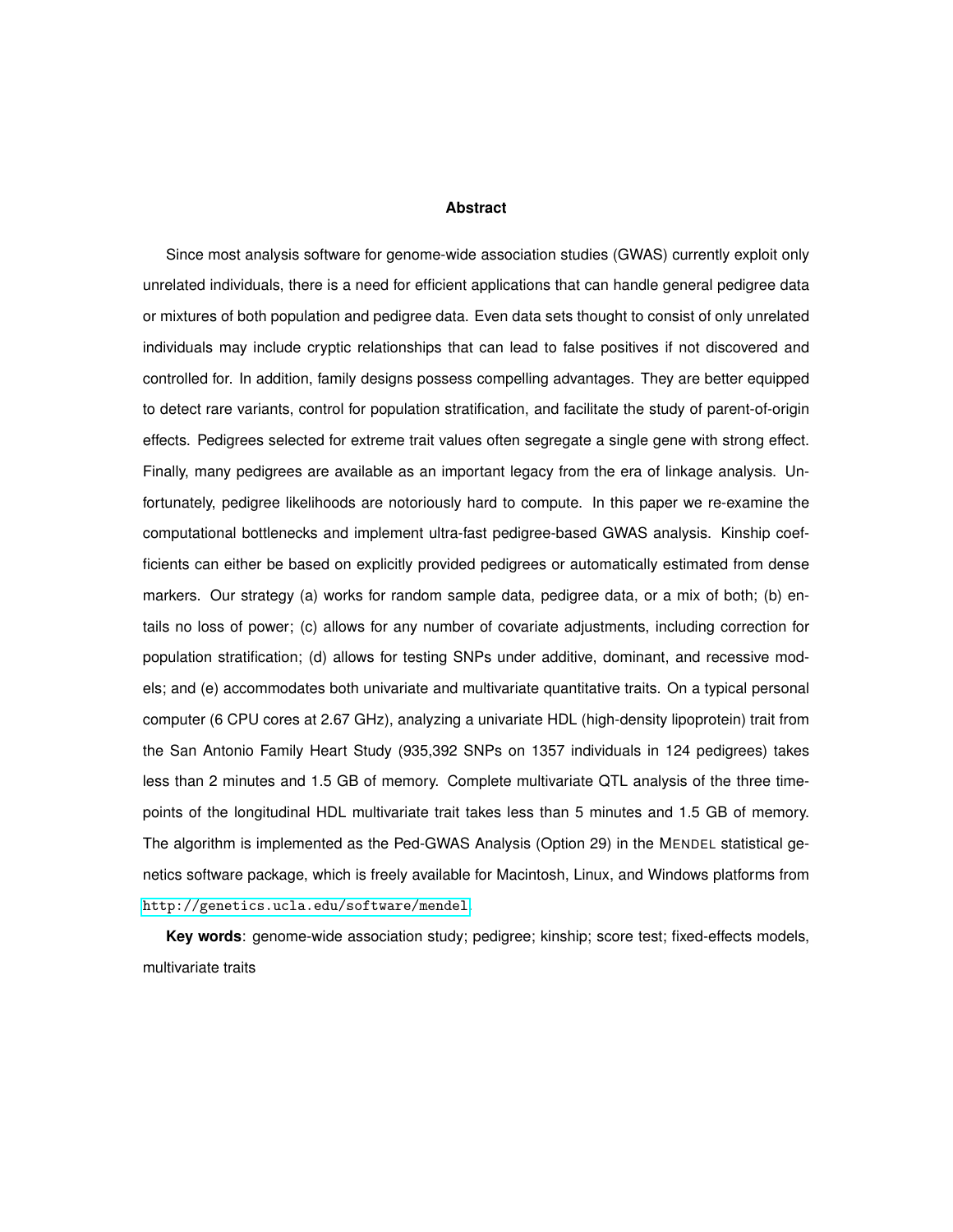## Abstract

Since most analysis software for genome-wide association studies (GWAS) currently exploit only unrelated individuals, there is a need for efficient applications that can handle general pedigree data or mixtures of both population and pedigree data. Even data sets thought to consist of only unrelated individuals may include cryptic relationships that can lead to false positives if not discovered and controlled for. In addition, family designs possess compelling advantages. They are better equipped to detect rare variants, control for population stratification, and facilitate the study of parent-of-origin effects. Pedigrees selected for extreme trait values often segregate a single gene with strong effect. Finally, many pedigrees are available as an important legacy from the era of linkage analysis. Unfortunately, pedigree likelihoods are notoriously hard to compute. In this paper we re-examine the computational bottlenecks and implement ultra-fast pedigree-based GWAS analysis. Kinship coefficients can either be based on explicitly provided pedigrees or automatically estimated from dense markers. Our strategy (a) works for random sample data, pedigree data, or a mix of both; (b) entails no loss of power; (c) allows for any number of covariate adjustments, including correction for population stratification; (d) allows for testing SNPs under additive, dominant, and recessive models; and (e) accommodates both univariate and multivariate quantitative traits. On a typical personal computer (6 CPU cores at 2.67 GHz), analyzing a univariate HDL (high-density lipoprotein) trait from the San Antonio Family Heart Study (935,392 SNPs on 1357 individuals in 124 pedigrees) takes less than 2 minutes and 1.5 GB of memory. Complete multivariate QTL analysis of the three time-points of the longitudinal HDL multivariate trait takes less than 5 minutes and 1.5 GB of memory. The algorithm is implemented as the Ped-GWAS Analysis (Option 29) in the MENDEL statistical genetics software package, which is freely available for Macintosh, Linux, and Windows platforms from http://genetics.ucla.edu/software/mendel

**Key words**: genome-wide association study; pedigree; kinship; score test; fixed-effects models, multivariate traits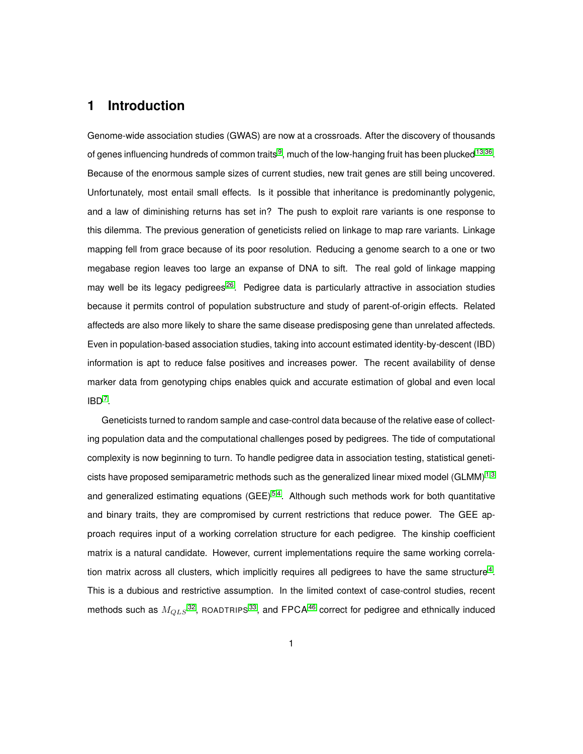# 1 Introduction

Genome-wide association studies (GWAS) are now at a crossroads. After the discovery of thousands of genes influencing hundreds of common traits[9], much of the low-hanging fruit has been plucked[13,36]. Because of the enormous sample sizes of current studies, new trait genes are still being uncovered. Unfortunately, most entail small effects. Is it possible that inheritance is predominantly polygenic, and a law of diminishing returns has set in? The push to exploit rare variants is one response to this dilemma. The previous generation of geneticists relied on linkage to map rare variants. Linkage mapping fell from grace because of its poor resolution. Reducing a genome search to a one or two megabase region leaves too large an expanse of DNA to sift. The real gold of linkage mapping may well be its legacy pedigrees[26]. Pedigree data is particularly attractive in association studies because it permits control of population substructure and study of parent-of-origin effects. Related affecteds are also more likely to share the same disease predisposing gene than unrelated affecteds. Even in population-based association studies, taking into account estimated identity-by-descent (IBD) information is apt to reduce false positives and increases power. The recent availability of dense marker data from genotyping chips enables quick and accurate estimation of global and even local IBD[7].

Geneticists turned to random sample and case-control data because of the relative ease of collecting population data and the computational challenges posed by pedigrees. The tide of computational complexity is now beginning to turn. To handle pedigree data in association testing, statistical geneticists have proposed semiparametric methods such as the generalized linear mixed model (GLMM)[1,3] and generalized estimating equations (GEE)[5,4]. Although such methods work for both quantitative and binary traits, they are compromised by current restrictions that reduce power. The GEE approach requires input of a working correlation structure for each pedigree. The kinship coefficient matrix is a natural candidate. However, current implementations require the same working correlation matrix across all clusters, which implicitly requires all pedigrees to have the same structure[4]. This is a dubious and restrictive assumption. In the limited context of case-control studies, recent methods such as $M_{QLS}$[32], ROADTRIPS[33], and FPCA[46] correct for pedigree and ethnically induced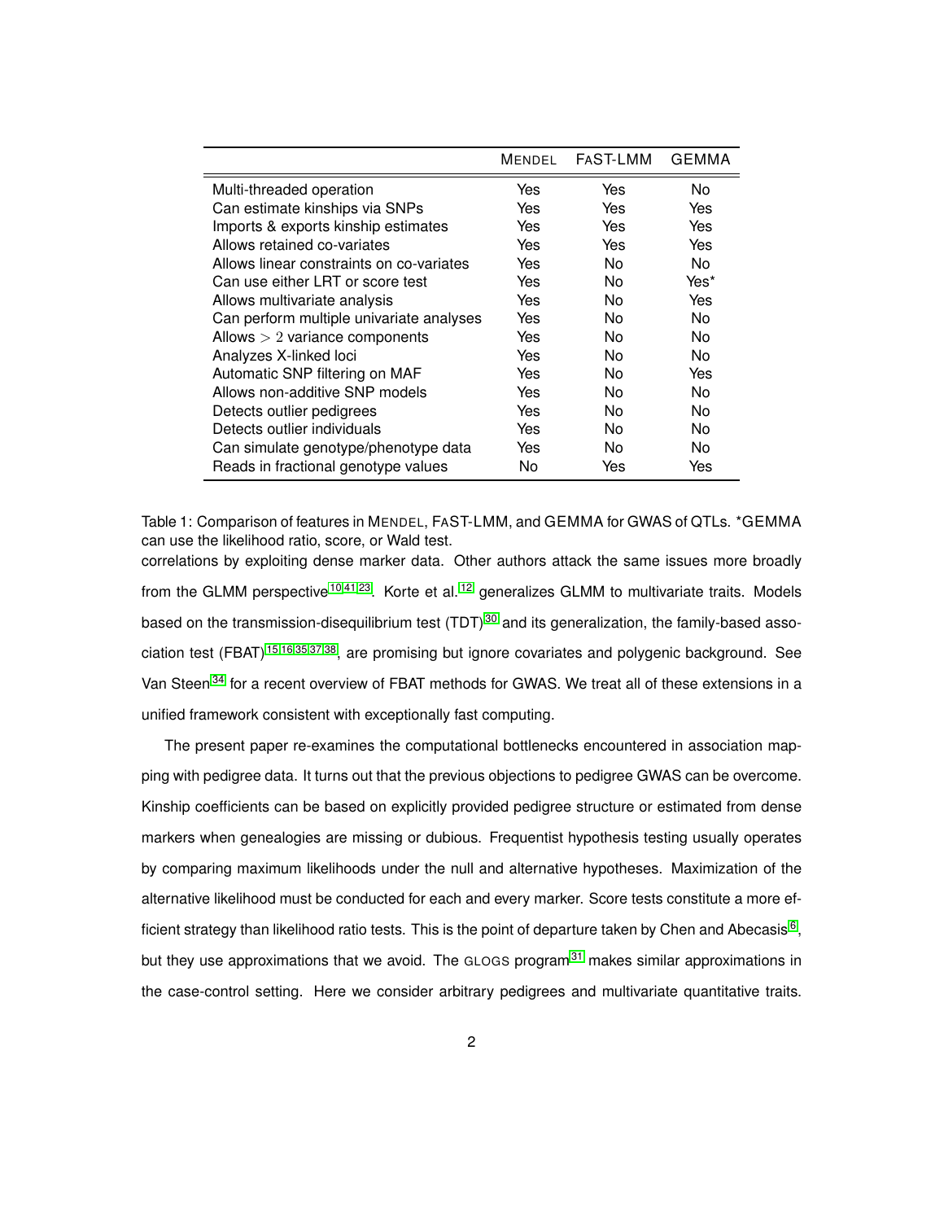| | MENDEL | FaST-LMM | GEMMA |
|---|---|---|---|
| Multi-threaded operation | Yes | Yes | No |
| Can estimate kinships via SNPs | Yes | Yes | Yes |
| Imports & exports kinship estimates | Yes | Yes | Yes |
| Allows retained co-variates | Yes | Yes | Yes |
| Allows linear constraints on co-variates | Yes | No | No |
| Can use either LRT or score test | Yes | No | Yes* |
| Allows multivariate analysis | Yes | No | Yes |
| Can perform multiple univariate analyses | Yes | No | No |
| Allows $> 2$ variance components | Yes | No | No |
| Analyzes X-linked loci | Yes | No | No |
| Automatic SNP filtering on MAF | Yes | No | Yes |
| Allows non-additive SNP models | Yes | No | No |
| Detects outlier pedigrees | Yes | No | No |
| Detects outlier individuals | Yes | No | No |
| Can simulate genotype/phenotype data | Yes | No | No |
| Reads in fractional genotype values | No | Yes | Yes |

Table 1: Comparison of features in MENDEL, FaST-LMM, and GEMMA for GWAS of QTLs. *GEMMA can use the likelihood ratio, score, or Wald test.

correlations by exploiting dense marker data. Other authors attack the same issues more broadly from the GLMM perspective[10,41,23]. Korte et al.[12] generalizes GLMM to multivariate traits. Models based on the transmission-disequilibrium test (TDT)[30] and its generalization, the family-based association test (FBAT)[15,16,35,37,38], are promising but ignore covariates and polygenic background. See Van Steen[34] for a recent overview of FBAT methods for GWAS. We treat all of these extensions in a unified framework consistent with exceptionally fast computing.

The present paper re-examines the computational bottlenecks encountered in association mapping with pedigree data. It turns out that the previous objections to pedigree GWAS can be overcome. Kinship coefficients can be based on explicitly provided pedigree structure or estimated from dense markers when genealogies are missing or dubious. Frequentist hypothesis testing usually operates by comparing maximum likelihoods under the null and alternative hypotheses. Maximization of the alternative likelihood must be conducted for each and every marker. Score tests constitute a more efficient strategy than likelihood ratio tests. This is the point of departure taken by Chen and Abecasis[6], but they use approximations that we avoid. The GLOGS program[31] makes similar approximations in the case-control setting. Here we consider arbitrary pedigrees and multivariate quantitative traits.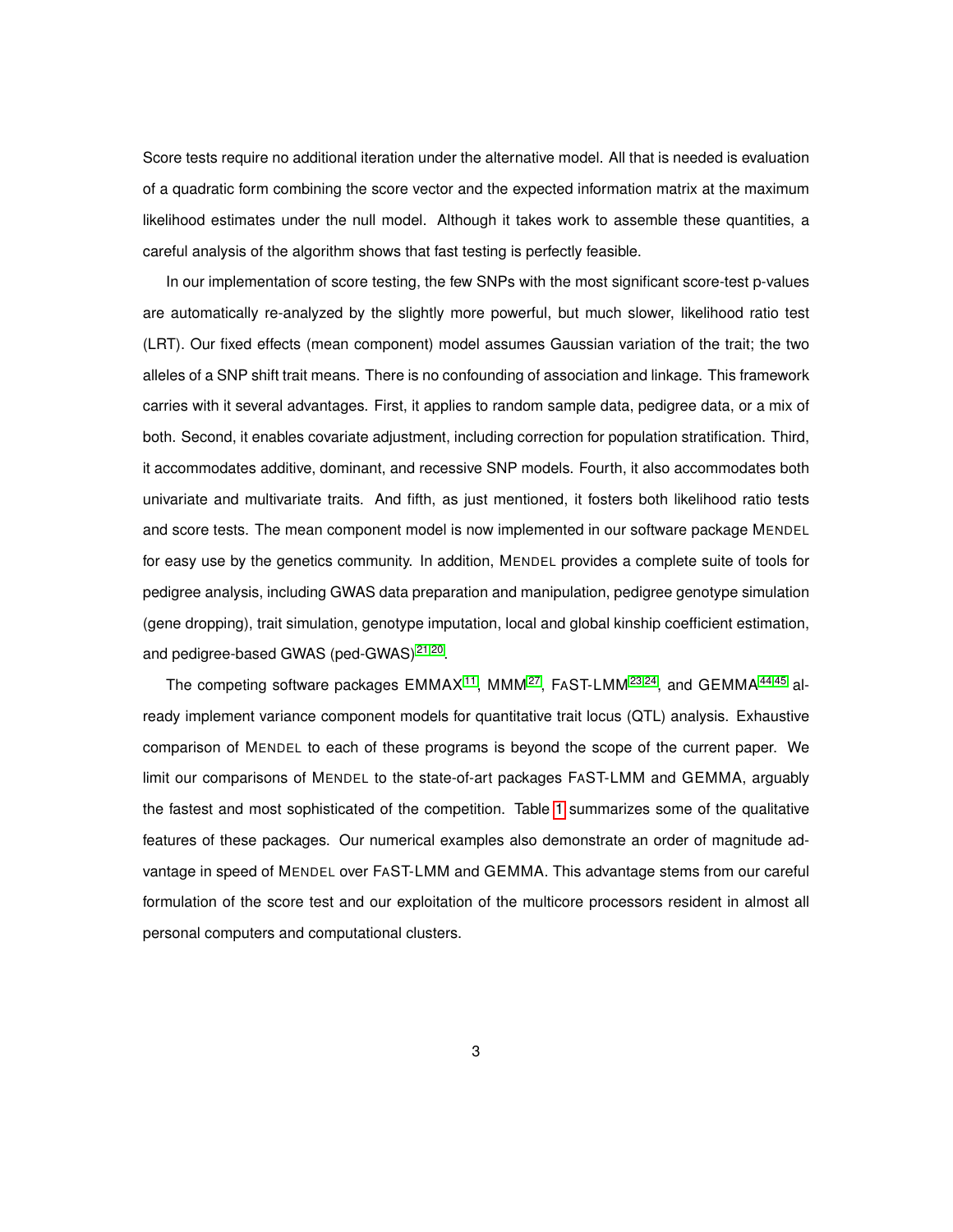Score tests require no additional iteration under the alternative model. All that is needed is evaluation of a quadratic form combining the score vector and the expected information matrix at the maximum likelihood estimates under the null model. Although it takes work to assemble these quantities, a careful analysis of the algorithm shows that fast testing is perfectly feasible.

In our implementation of score testing, the few SNPs with the most significant score-test p-values are automatically re-analyzed by the slightly more powerful, but much slower, likelihood ratio test (LRT). Our fixed effects (mean component) model assumes Gaussian variation of the trait; the two alleles of a SNP shift trait means. There is no confounding of association and linkage. This framework carries with it several advantages. First, it applies to random sample data, pedigree data, or a mix of both. Second, it enables covariate adjustment, including correction for population stratification. Third, it accommodates additive, dominant, and recessive SNP models. Fourth, it also accommodates both univariate and multivariate traits. And fifth, as just mentioned, it fosters both likelihood ratio tests and score tests. The mean component model is now implemented in our software package MENDEL for easy use by the genetics community. In addition, MENDEL provides a complete suite of tools for pedigree analysis, including GWAS data preparation and manipulation, pedigree genotype simulation (gene dropping), trait simulation, genotype imputation, local and global kinship coefficient estimation, and pedigree-based GWAS (ped-GWAS)[21,20].

The competing software packages EMMAX[11], MMM[27], FaST-LMM[23,24], and GEMMA[44,45] already implement variance component models for quantitative trait locus (QTL) analysis. Exhaustive comparison of MENDEL to each of these programs is beyond the scope of the current paper. We limit our comparisons of MENDEL to the state-of-art packages FaST-LMM and GEMMA, arguably the fastest and most sophisticated of the competition. Table 1 summarizes some of the qualitative features of these packages. Our numerical examples also demonstrate an order of magnitude advantage in speed of MENDEL over FaST-LMM and GEMMA. This advantage stems from our careful formulation of the score test and our exploitation of the multicore processors resident in almost all personal computers and computational clusters.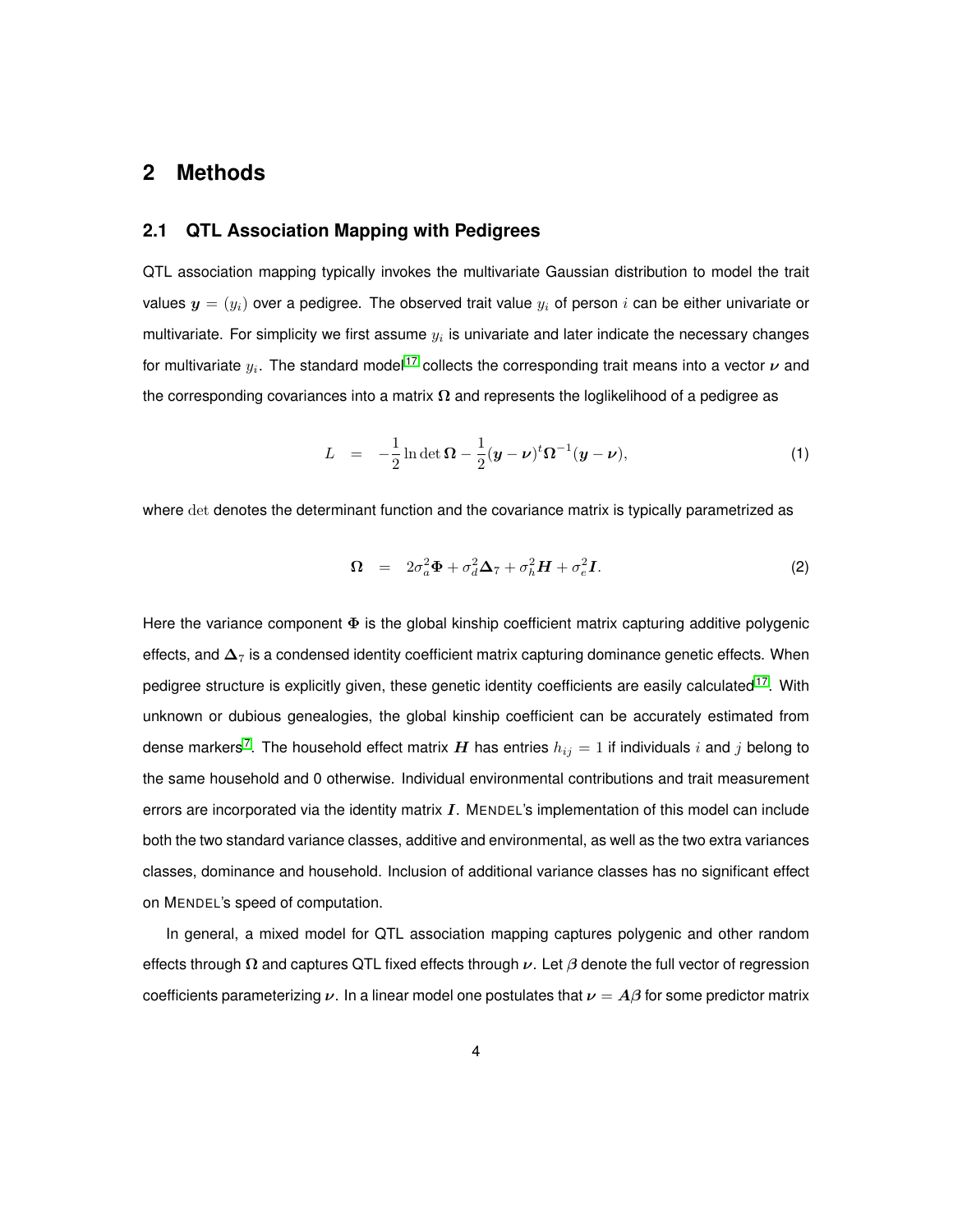# 2 Methods

## 2.1 QTL Association Mapping with Pedigrees

QTL association mapping typically invokes the multivariate Gaussian distribution to model the trait values $\boldsymbol{y} = (y_i)$ over a pedigree. The observed trait value $y_i$ of person $i$ can be either univariate or multivariate. For simplicity we first assume $y_i$ is univariate and later indicate the necessary changes for multivariate $y_i$. The standard model[17] collects the corresponding trait means into a vector $\boldsymbol{\nu}$ and the corresponding covariances into a matrix $\boldsymbol{\Omega}$ and represents the loglikelihood of a pedigree as

$$L \quad = \quad -\frac{1}{2}\ln\det\boldsymbol{\Omega} - \frac{1}{2}(\boldsymbol{y}-\boldsymbol{\nu})^t\boldsymbol{\Omega}^{-1}(\boldsymbol{y}-\boldsymbol{\nu}), \tag{1}$$

where $\det$ denotes the determinant function and the covariance matrix is typically parametrized as

$$\boldsymbol{\Omega} \quad = \quad 2\sigma_a^2\boldsymbol{\Phi} + \sigma_d^2\boldsymbol{\Delta}_7 + \sigma_h^2\boldsymbol{H} + \sigma_e^2\boldsymbol{I}. \tag{2}$$

Here the variance component $\boldsymbol{\Phi}$ is the global kinship coefficient matrix capturing additive polygenic effects, and $\boldsymbol{\Delta}_7$ is a condensed identity coefficient matrix capturing dominance genetic effects. When pedigree structure is explicitly given, these genetic identity coefficients are easily calculated[17]. With unknown or dubious genealogies, the global kinship coefficient can be accurately estimated from dense markers[7]. The household effect matrix $\boldsymbol{H}$ has entries $h_{ij} = 1$ if individuals $i$ and $j$ belong to the same household and 0 otherwise. Individual environmental contributions and trait measurement errors are incorporated via the identity matrix $\boldsymbol{I}$. MENDEL's implementation of this model can include both the two standard variance classes, additive and environmental, as well as the two extra variances classes, dominance and household. Inclusion of additional variance classes has no significant effect on MENDEL's speed of computation.

In general, a mixed model for QTL association mapping captures polygenic and other random effects through $\boldsymbol{\Omega}$ and captures QTL fixed effects through $\boldsymbol{\nu}$. Let $\beta$ denote the full vector of regression coefficients parameterizing $\boldsymbol{\nu}$. In a linear model one postulates that $\boldsymbol{\nu} = \boldsymbol{A}\boldsymbol{\beta}$ for some predictor matrix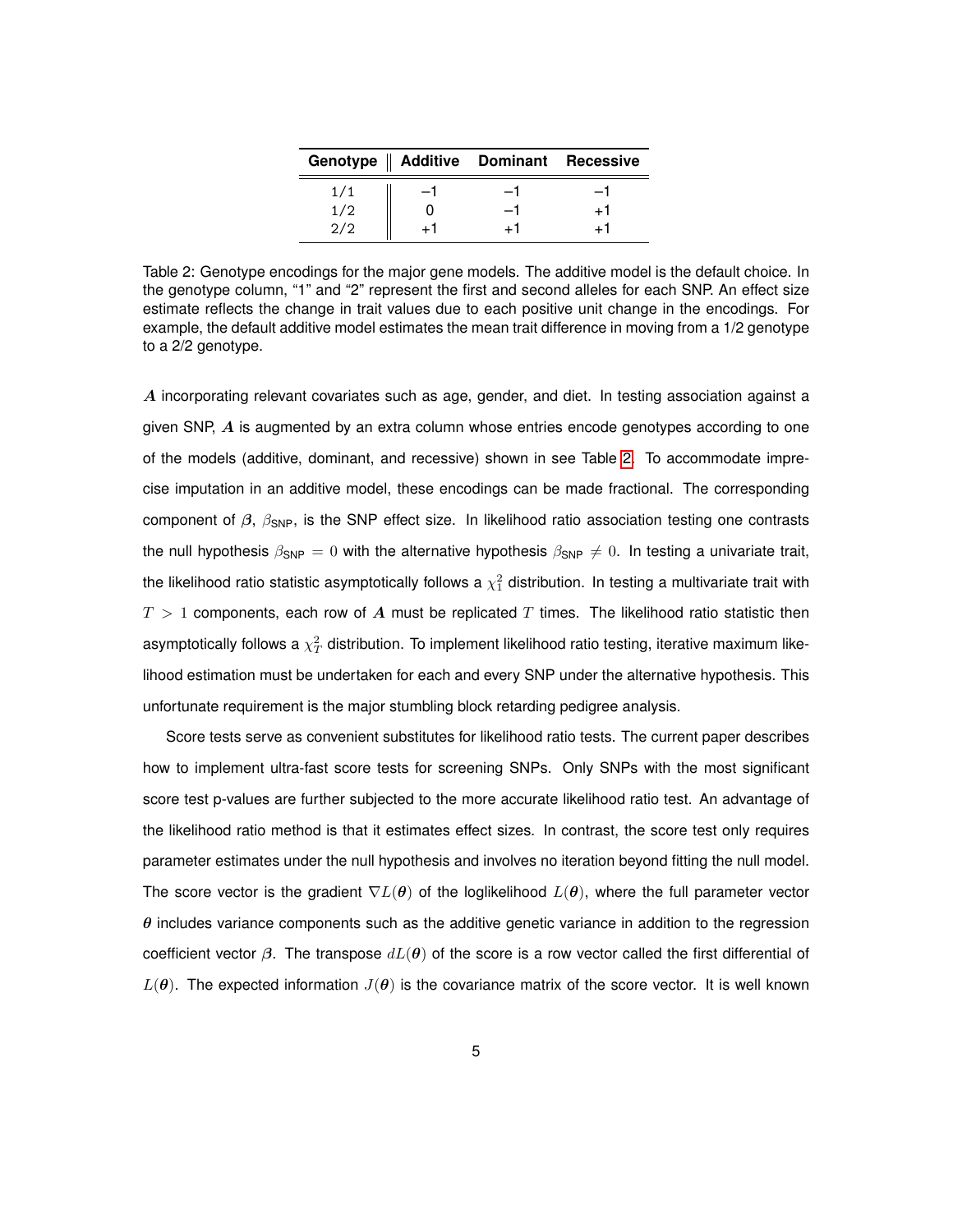| Genotype | Additive | Dominant | Recessive |
|---|---|---|---|
| 1/1 | –1 | –1 | –1 |
| 1/2 | 0 | –1 | +1 |
| 2/2 | +1 | +1 | +1 |

Table 2: Genotype encodings for the major gene models. The additive model is the default choice. In the genotype column, "1" and "2" represent the first and second alleles for each SNP. An effect size estimate reflects the change in trait values due to each positive unit change in the encodings. For example, the default additive model estimates the mean trait difference in moving from a 1/2 genotype to a 2/2 genotype.

$\boldsymbol{A}$ incorporating relevant covariates such as age, gender, and diet. In testing association against a given SNP, $\boldsymbol{A}$ is augmented by an extra column whose entries encode genotypes according to one of the models (additive, dominant, and recessive) shown in see Table 2. To accommodate imprecise imputation in an additive model, these encodings can be made fractional. The corresponding component of $\boldsymbol{\beta}$, $\beta_{\text{SNP}}$, is the SNP effect size. In likelihood ratio association testing one contrasts the null hypothesis $\beta_{\text{SNP}} = 0$ with the alternative hypothesis $\beta_{\text{SNP}} \neq 0$. In testing a univariate trait, the likelihood ratio statistic asymptotically follows a $\chi^2_1$ distribution. In testing a multivariate trait with $T > 1$ components, each row of $\boldsymbol{A}$ must be replicated $T$ times. The likelihood ratio statistic then asymptotically follows a $\chi^2_T$ distribution. To implement likelihood ratio testing, iterative maximum likelihood estimation must be undertaken for each and every SNP under the alternative hypothesis. This unfortunate requirement is the major stumbling block retarding pedigree analysis.

Score tests serve as convenient substitutes for likelihood ratio tests. The current paper describes how to implement ultra-fast score tests for screening SNPs. Only SNPs with the most significant score test p-values are further subjected to the more accurate likelihood ratio test. An advantage of the likelihood ratio method is that it estimates effect sizes. In contrast, the score test only requires parameter estimates under the null hypothesis and involves no iteration beyond fitting the null model. The score vector is the gradient $\nabla L(\boldsymbol{\theta})$ of the loglikelihood $L(\boldsymbol{\theta})$, where the full parameter vector $\boldsymbol{\theta}$ includes variance components such as the additive genetic variance in addition to the regression coefficient vector $\boldsymbol{\beta}$. The transpose $dL(\boldsymbol{\theta})$ of the score is a row vector called the first differential of $L(\boldsymbol{\theta})$. The expected information $J(\boldsymbol{\theta})$ is the covariance matrix of the score vector. It is well known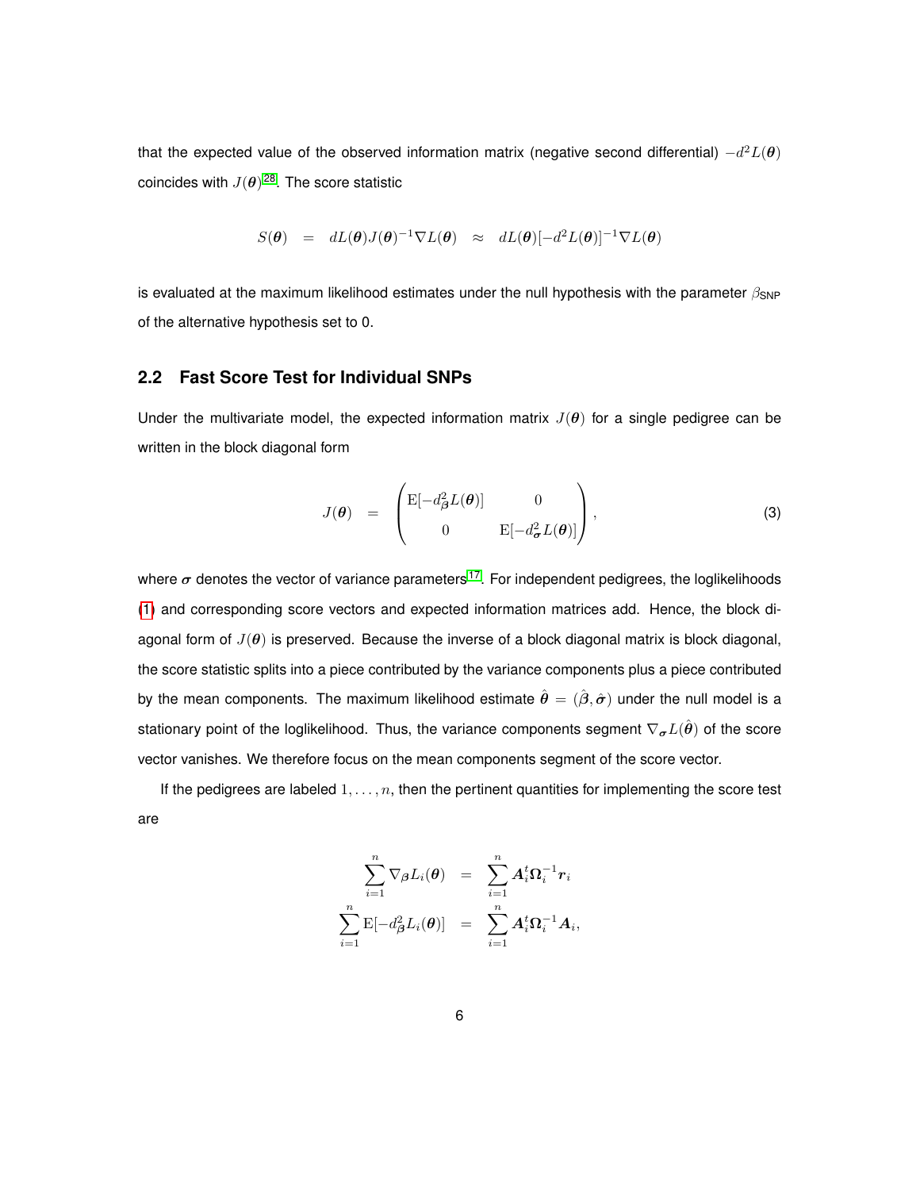that the expected value of the observed information matrix (negative second differential) $-d^2L(\boldsymbol{\theta})$ coincides with $J(\boldsymbol{\theta})$[28]. The score statistic

$$S(\boldsymbol{\theta}) \quad = \quad dL(\boldsymbol{\theta})J(\boldsymbol{\theta})^{-1}\nabla L(\boldsymbol{\theta}) \quad \approx \quad dL(\boldsymbol{\theta})[-d^2L(\boldsymbol{\theta})]^{-1}\nabla L(\boldsymbol{\theta})$$

is evaluated at the maximum likelihood estimates under the null hypothesis with the parameter $\beta_{\text{SNP}}$ of the alternative hypothesis set to 0.

## 2.2 Fast Score Test for Individual SNPs

Under the multivariate model, the expected information matrix $J(\boldsymbol{\theta})$ for a single pedigree can be written in the block diagonal form

$$J(\boldsymbol{\theta}) \quad = \quad \begin{pmatrix} \mathrm{E}[-d^2_{\boldsymbol{\beta}}L(\boldsymbol{\theta})] & 0 \\ 0 & \mathrm{E}[-d^2_{\boldsymbol{\sigma}}L(\boldsymbol{\theta})] \end{pmatrix}, \tag{3}$$

where $\boldsymbol{\sigma}$ denotes the vector of variance parameters[17]. For independent pedigrees, the loglikelihoods (1) and corresponding score vectors and expected information matrices add. Hence, the block diagonal form of $J(\boldsymbol{\theta})$ is preserved. Because the inverse of a block diagonal matrix is block diagonal, the score statistic splits into a piece contributed by the variance components plus a piece contributed by the mean components. The maximum likelihood estimate $\hat{\boldsymbol{\theta}} = (\hat{\boldsymbol{\beta}}, \hat{\boldsymbol{\sigma}})$ under the null model is a stationary point of the loglikelihood. Thus, the variance components segment $\nabla_{\boldsymbol{\sigma}}L(\hat{\boldsymbol{\theta}})$ of the score vector vanishes. We therefore focus on the mean components segment of the score vector.

If the pedigrees are labeled $1, \ldots, n$, then the pertinent quantities for implementing the score test are

$$\begin{aligned} \sum_{i=1}^{n} \nabla_{\boldsymbol{\beta}} L_i(\boldsymbol{\theta}) &= \sum_{i=1}^{n} \boldsymbol{A}_i^t \boldsymbol{\Omega}_i^{-1} \boldsymbol{r}_i \\ \sum_{i=1}^{n} \mathrm{E}[-d^2_{\boldsymbol{\beta}} L_i(\boldsymbol{\theta})] &= \sum_{i=1}^{n} \boldsymbol{A}_i^t \boldsymbol{\Omega}_i^{-1} \boldsymbol{A}_i, \end{aligned}$$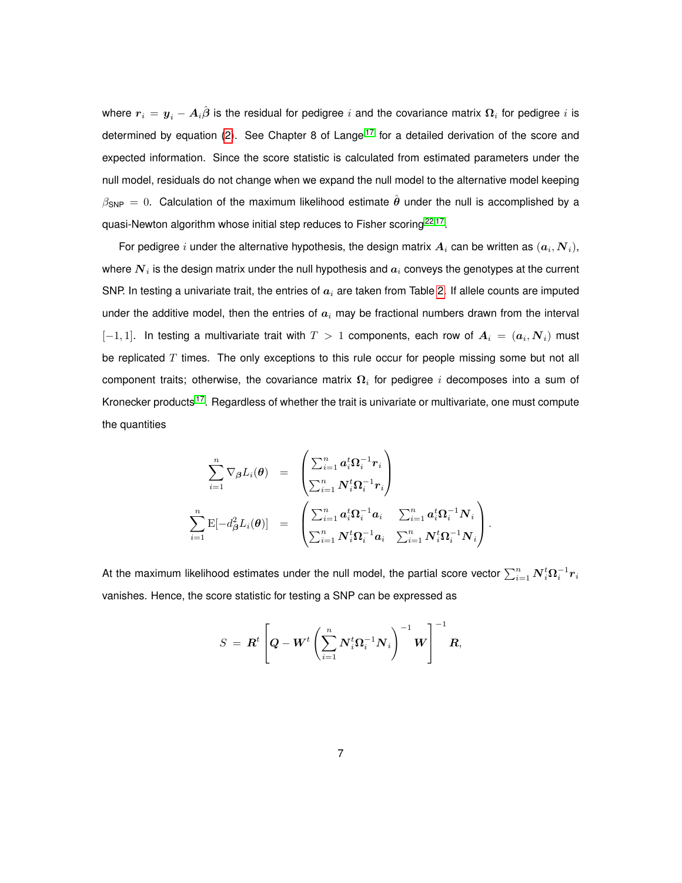where $\boldsymbol{r}_i = \boldsymbol{y}_i - \boldsymbol{A}_i\hat{\boldsymbol{\beta}}$ is the residual for pedigree $i$ and the covariance matrix $\boldsymbol{\Omega}_i$ for pedigree $i$ is determined by equation (2). See Chapter 8 of Lange[17] for a detailed derivation of the score and expected information. Since the score statistic is calculated from estimated parameters under the null model, residuals do not change when we expand the null model to the alternative model keeping $\beta_{\text{SNP}} = 0$. Calculation of the maximum likelihood estimate $\hat{\boldsymbol{\theta}}$ under the null is accomplished by a quasi-Newton algorithm whose initial step reduces to Fisher scoring[22,17].

For pedigree $i$ under the alternative hypothesis, the design matrix $\boldsymbol{A}_i$ can be written as $(\boldsymbol{a}_i, \boldsymbol{N}_i)$, where $\boldsymbol{N}_i$ is the design matrix under the null hypothesis and $\boldsymbol{a}_i$ conveys the genotypes at the current SNP. In testing a univariate trait, the entries of $\boldsymbol{a}_i$ are taken from Table 2. If allele counts are imputed under the additive model, then the entries of $\boldsymbol{a}_i$ may be fractional numbers drawn from the interval $[-1, 1]$. In testing a multivariate trait with $T > 1$ components, each row of $\boldsymbol{A}_i = (\boldsymbol{a}_i, \boldsymbol{N}_i)$ must be replicated $T$ times. The only exceptions to this rule occur for people missing some but not all component traits; otherwise, the covariance matrix $\boldsymbol{\Omega}_i$ for pedigree $i$ decomposes into a sum of Kronecker products[17]. Regardless of whether the trait is univariate or multivariate, one must compute the quantities

$$
\begin{aligned}
\sum_{i=1}^{n} \nabla_{\boldsymbol{\beta}} L_i(\boldsymbol{\theta}) &= \begin{pmatrix} \sum_{i=1}^{n} \boldsymbol{a}_i^t \boldsymbol{\Omega}_i^{-1} \boldsymbol{r}_i \\ \sum_{i=1}^{n} \boldsymbol{N}_i^t \boldsymbol{\Omega}_i^{-1} \boldsymbol{r}_i \end{pmatrix} \\
\sum_{i=1}^{n} \mathrm{E}[-d^2_{\boldsymbol{\beta}} L_i(\boldsymbol{\theta})] &= \begin{pmatrix} \sum_{i=1}^{n} \boldsymbol{a}_i^t \boldsymbol{\Omega}_i^{-1} \boldsymbol{a}_i & \sum_{i=1}^{n} \boldsymbol{a}_i^t \boldsymbol{\Omega}_i^{-1} \boldsymbol{N}_i \\ \sum_{i=1}^{n} \boldsymbol{N}_i^t \boldsymbol{\Omega}_i^{-1} \boldsymbol{a}_i & \sum_{i=1}^{n} \boldsymbol{N}_i^t \boldsymbol{\Omega}_i^{-1} \boldsymbol{N}_i \end{pmatrix}.
\end{aligned}
$$

At the maximum likelihood estimates under the null model, the partial score vector $\sum_{i=1}^{n} \boldsymbol{N}_i^t \boldsymbol{\Omega}_i^{-1} \boldsymbol{r}_i$ vanishes. Hence, the score statistic for testing a SNP can be expressed as

$$
S = \boldsymbol{R}^t \left[ \boldsymbol{Q} - \boldsymbol{W}^t \left( \sum_{i=1}^{n} \boldsymbol{N}_i^t \boldsymbol{\Omega}_i^{-1} \boldsymbol{N}_i \right)^{-1} \boldsymbol{W} \right]^{-1} \boldsymbol{R},
$$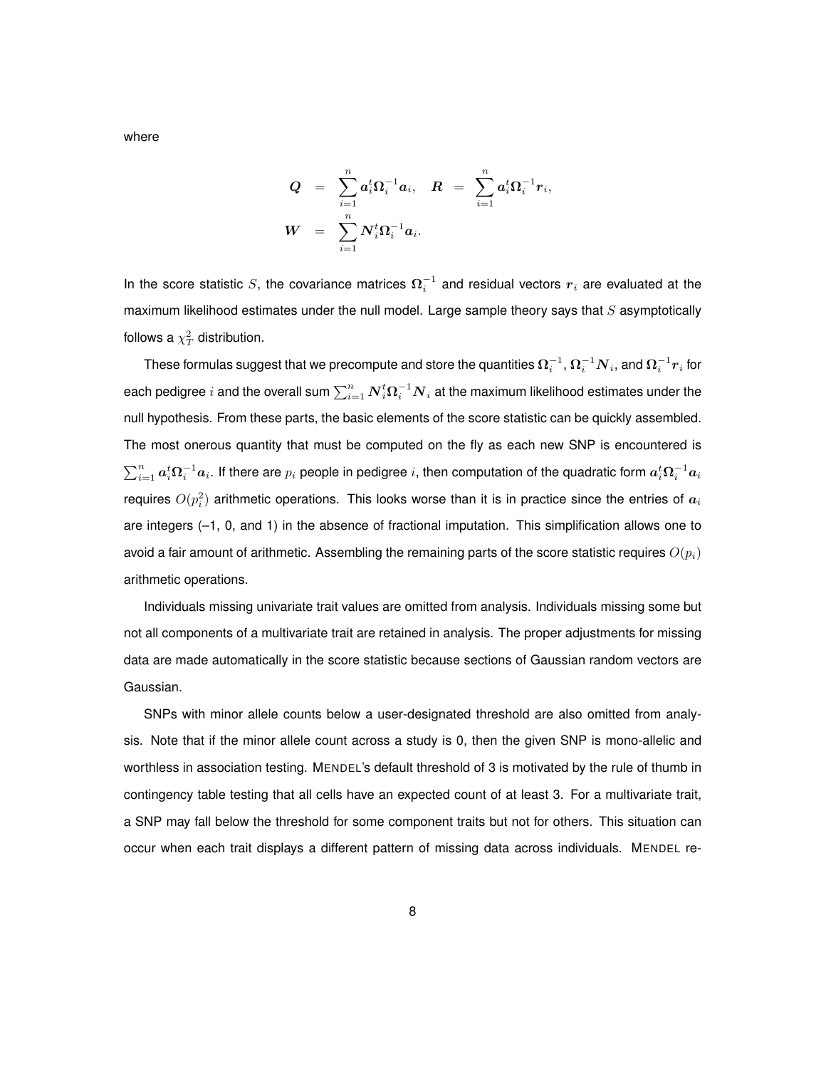where

$$
\begin{aligned}
\boldsymbol{Q} &= \sum_{i=1}^{n} \boldsymbol{a}_i^t \boldsymbol{\Omega}_i^{-1} \boldsymbol{a}_i, \quad \boldsymbol{R} \;=\; \sum_{i=1}^{n} \boldsymbol{a}_i^t \boldsymbol{\Omega}_i^{-1} \boldsymbol{r}_i, \\
\boldsymbol{W} &= \sum_{i=1}^{n} \boldsymbol{N}_i^t \boldsymbol{\Omega}_i^{-1} \boldsymbol{a}_i.
\end{aligned}
$$

In the score statistic $S$, the covariance matrices $\boldsymbol{\Omega}_i^{-1}$ and residual vectors $\boldsymbol{r}_i$ are evaluated at the maximum likelihood estimates under the null model. Large sample theory says that $S$ asymptotically follows a $\chi^2_T$ distribution.

These formulas suggest that we precompute and store the quantities $\boldsymbol{\Omega}_i^{-1}$, $\boldsymbol{\Omega}_i^{-1}\boldsymbol{N}_i$, and $\boldsymbol{\Omega}_i^{-1}\boldsymbol{r}_i$ for each pedigree $i$ and the overall sum $\sum_{i=1}^{n} \boldsymbol{N}_i^t \boldsymbol{\Omega}_i^{-1} \boldsymbol{N}_i$ at the maximum likelihood estimates under the null hypothesis. From these parts, the basic elements of the score statistic can be quickly assembled. The most onerous quantity that must be computed on the fly as each new SNP is encountered is $\sum_{i=1}^{n} \boldsymbol{a}_i^t \boldsymbol{\Omega}_i^{-1} \boldsymbol{a}_i$. If there are $p_i$ people in pedigree $i$, then computation of the quadratic form $\boldsymbol{a}_i^t \boldsymbol{\Omega}_i^{-1} \boldsymbol{a}_i$ requires $O(p_i^2)$ arithmetic operations. This looks worse than it is in practice since the entries of $\boldsymbol{a}_i$ are integers (–1, 0, and 1) in the absence of fractional imputation. This simplification allows one to avoid a fair amount of arithmetic. Assembling the remaining parts of the score statistic requires $O(p_i)$ arithmetic operations.

Individuals missing univariate trait values are omitted from analysis. Individuals missing some but not all components of a multivariate trait are retained in analysis. The proper adjustments for missing data are made automatically in the score statistic because sections of Gaussian random vectors are Gaussian.

SNPs with minor allele counts below a user-designated threshold are also omitted from analysis. Note that if the minor allele count across a study is 0, then the given SNP is mono-allelic and worthless in association testing. MENDEL's default threshold of 3 is motivated by the rule of thumb in contingency table testing that all cells have an expected count of at least 3. For a multivariate trait, a SNP may fall below the threshold for some component traits but not for others. This situation can occur when each trait displays a different pattern of missing data across individuals. MENDEL re-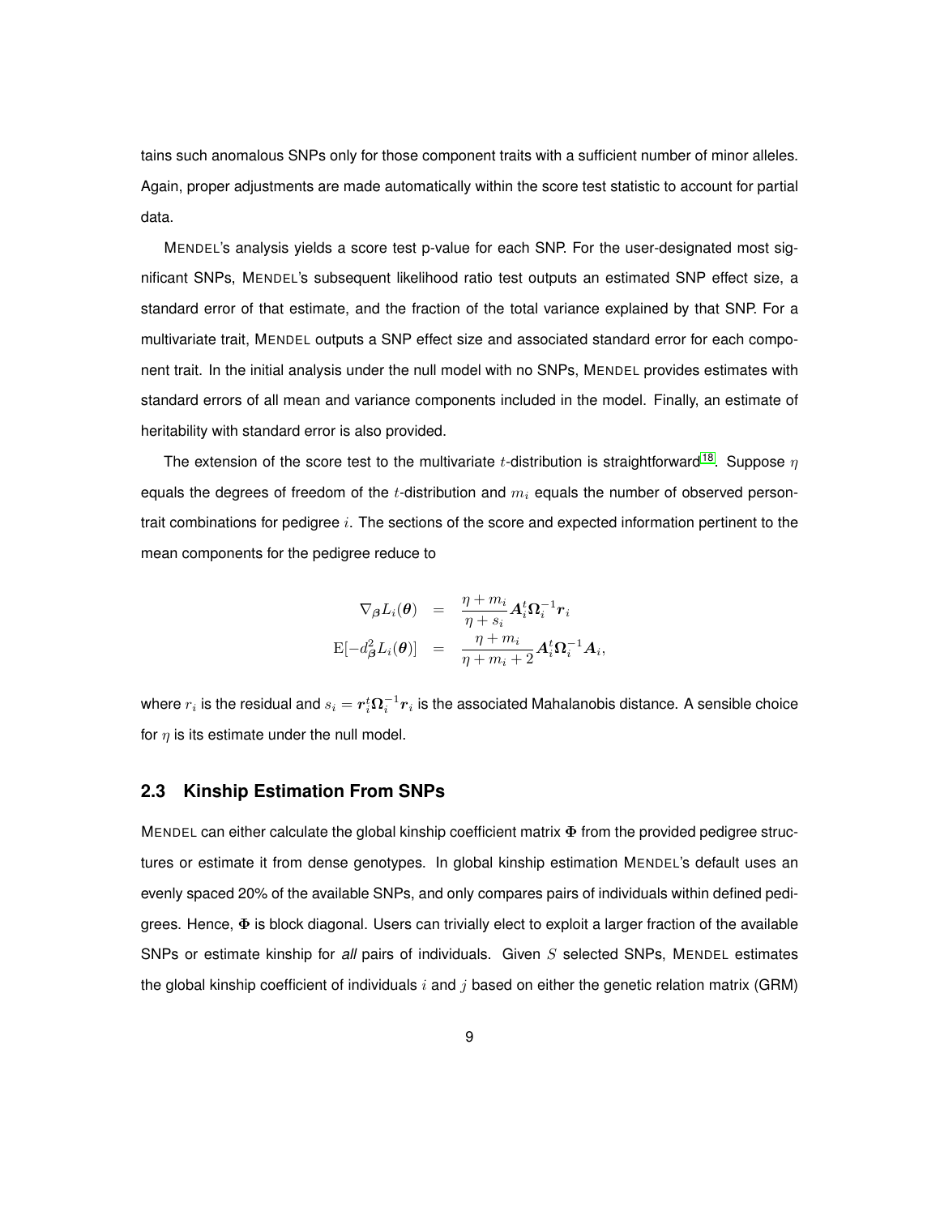tains such anomalous SNPs only for those component traits with a sufficient number of minor alleles. Again, proper adjustments are made automatically within the score test statistic to account for partial data.

MENDEL's analysis yields a score test p-value for each SNP. For the user-designated most significant SNPs, MENDEL's subsequent likelihood ratio test outputs an estimated SNP effect size, a standard error of that estimate, and the fraction of the total variance explained by that SNP. For a multivariate trait, MENDEL outputs a SNP effect size and associated standard error for each component trait. In the initial analysis under the null model with no SNPs, MENDEL provides estimates with standard errors of all mean and variance components included in the model. Finally, an estimate of heritability with standard error is also provided.

The extension of the score test to the multivariate $t$-distribution is straightforward[18]. Suppose $\eta$ equals the degrees of freedom of the $t$-distribution and $m_i$ equals the number of observed person-trait combinations for pedigree $i$. The sections of the score and expected information pertinent to the mean components for the pedigree reduce to

$$
\begin{aligned}
\nabla_{\boldsymbol{\beta}} L_i(\boldsymbol{\theta}) &= \frac{\eta + m_i}{\eta + s_i} \boldsymbol{A}_i^t \boldsymbol{\Omega}_i^{-1} \boldsymbol{r}_i \\
\mathrm{E}[-d^2_{\boldsymbol{\beta}} L_i(\boldsymbol{\theta})] &= \frac{\eta + m_i}{\eta + m_i + 2} \boldsymbol{A}_i^t \boldsymbol{\Omega}_i^{-1} \boldsymbol{A}_i,
\end{aligned}
$$

where $r_i$ is the residual and $s_i = \boldsymbol{r}_i^t \boldsymbol{\Omega}_i^{-1} \boldsymbol{r}_i$ is the associated Mahalanobis distance. A sensible choice for $\eta$ is its estimate under the null model.

## 2.3 Kinship Estimation From SNPs

MENDEL can either calculate the global kinship coefficient matrix $\Phi$ from the provided pedigree structures or estimate it from dense genotypes. In global kinship estimation MENDEL's default uses an evenly spaced 20% of the available SNPs, and only compares pairs of individuals within defined pedigrees. Hence, $\Phi$ is block diagonal. Users can trivially elect to exploit a larger fraction of the available SNPs or estimate kinship for ***all*** pairs of individuals. Given $S$ selected SNPs, MENDEL estimates the global kinship coefficient of individuals $i$ and $j$ based on either the genetic relation matrix (GRM)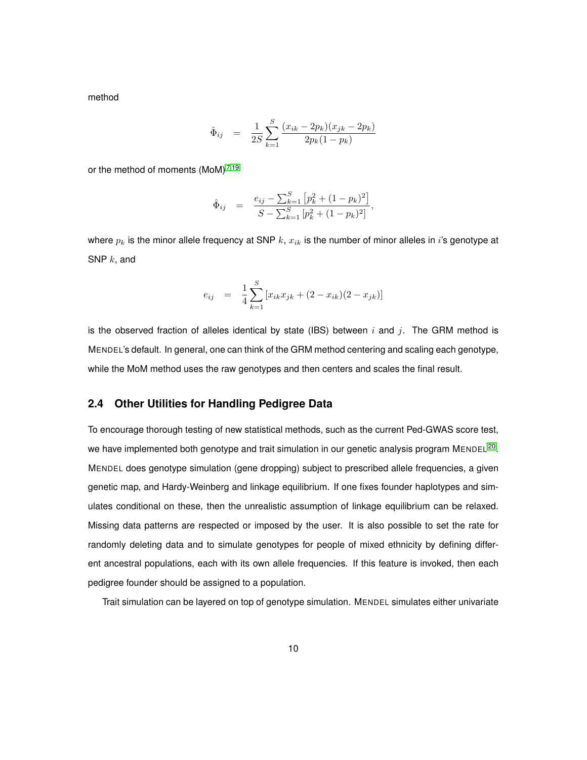method

$$\hat{\Phi}_{ij} = \frac{1}{2S}\sum_{k=1}^{S}\frac{(x_{ik}-2p_k)(x_{jk}-2p_k)}{2p_k(1-p_k)}$$

or the method of moments (MoM)[7,19]

$$\hat{\Phi}_{ij} = \frac{e_{ij}-\sum_{k=1}^{S}\left[p_k^2+(1-p_k)^2\right]}{S-\sum_{k=1}^{S}\left[p_k^2+(1-p_k)^2\right]},$$

where $p_k$ is the minor allele frequency at SNP $k$, $x_{ik}$ is the number of minor alleles in $i$'s genotype at SNP $k$, and

$$e_{ij} = \frac{1}{4}\sum_{k=1}^{S}\left[x_{ik}x_{jk}+(2-x_{ik})(2-x_{jk})\right]$$

is the observed fraction of alleles identical by state (IBS) between $i$ and $j$. The GRM method is MENDEL's default. In general, one can think of the GRM method centering and scaling each genotype, while the MoM method uses the raw genotypes and then centers and scales the final result.

## 2.4 Other Utilities for Handling Pedigree Data

To encourage thorough testing of new statistical methods, such as the current Ped-GWAS score test, we have implemented both genotype and trait simulation in our genetic analysis program MENDEL[20]. MENDEL does genotype simulation (gene dropping) subject to prescribed allele frequencies, a given genetic map, and Hardy-Weinberg and linkage equilibrium. If one fixes founder haplotypes and simulates conditional on these, then the unrealistic assumption of linkage equilibrium can be relaxed. Missing data patterns are respected or imposed by the user. It is also possible to set the rate for randomly deleting data and to simulate genotypes for people of mixed ethnicity by defining different ancestral populations, each with its own allele frequencies. If this feature is invoked, then each pedigree founder should be assigned to a population.

Trait simulation can be layered on top of genotype simulation. MENDEL simulates either univariate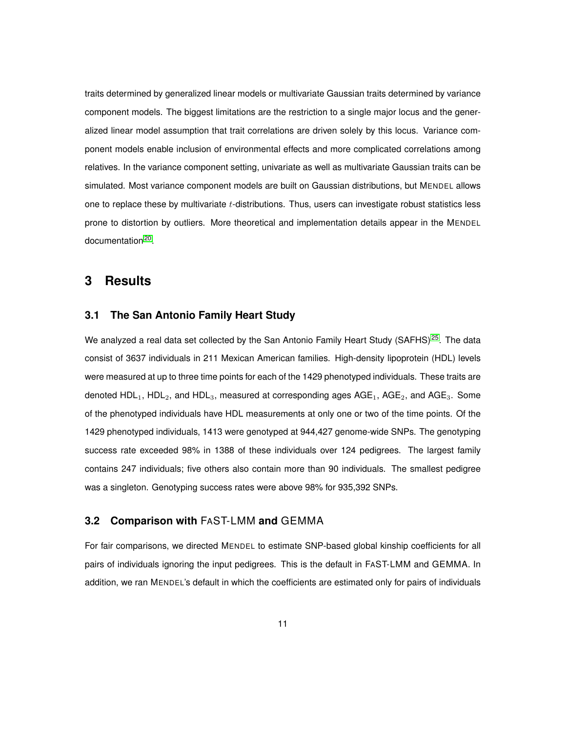traits determined by generalized linear models or multivariate Gaussian traits determined by variance component models. The biggest limitations are the restriction to a single major locus and the generalized linear model assumption that trait correlations are driven solely by this locus. Variance component models enable inclusion of environmental effects and more complicated correlations among relatives. In the variance component setting, univariate as well as multivariate Gaussian traits can be simulated. Most variance component models are built on Gaussian distributions, but MENDEL allows one to replace these by multivariate $t$-distributions. Thus, users can investigate robust statistics less prone to distortion by outliers. More theoretical and implementation details appear in the MENDEL documentation[20].

# 3 Results

## 3.1 The San Antonio Family Heart Study

We analyzed a real data set collected by the San Antonio Family Heart Study (SAFHS)[25]. The data consist of 3637 individuals in 211 Mexican American families. High-density lipoprotein (HDL) levels were measured at up to three time points for each of the 1429 phenotyped individuals. These traits are denoted $\text{HDL}_1$, $\text{HDL}_2$, and $\text{HDL}_3$, measured at corresponding ages $\text{AGE}_1$, $\text{AGE}_2$, and $\text{AGE}_3$. Some of the phenotyped individuals have HDL measurements at only one or two of the time points. Of the 1429 phenotyped individuals, 1413 were genotyped at 944,427 genome-wide SNPs. The genotyping success rate exceeded 98% in 1388 of these individuals over 124 pedigrees. The largest family contains 247 individuals; five others also contain more than 90 individuals. The smallest pedigree was a singleton. Genotyping success rates were above 98% for 935,392 SNPs.

## 3.2 Comparison with FaST-LMM and GEMMA

For fair comparisons, we directed MENDEL to estimate SNP-based global kinship coefficients for all pairs of individuals ignoring the input pedigrees. This is the default in FaST-LMM and GEMMA. In addition, we ran MENDEL's default in which the coefficients are estimated only for pairs of individuals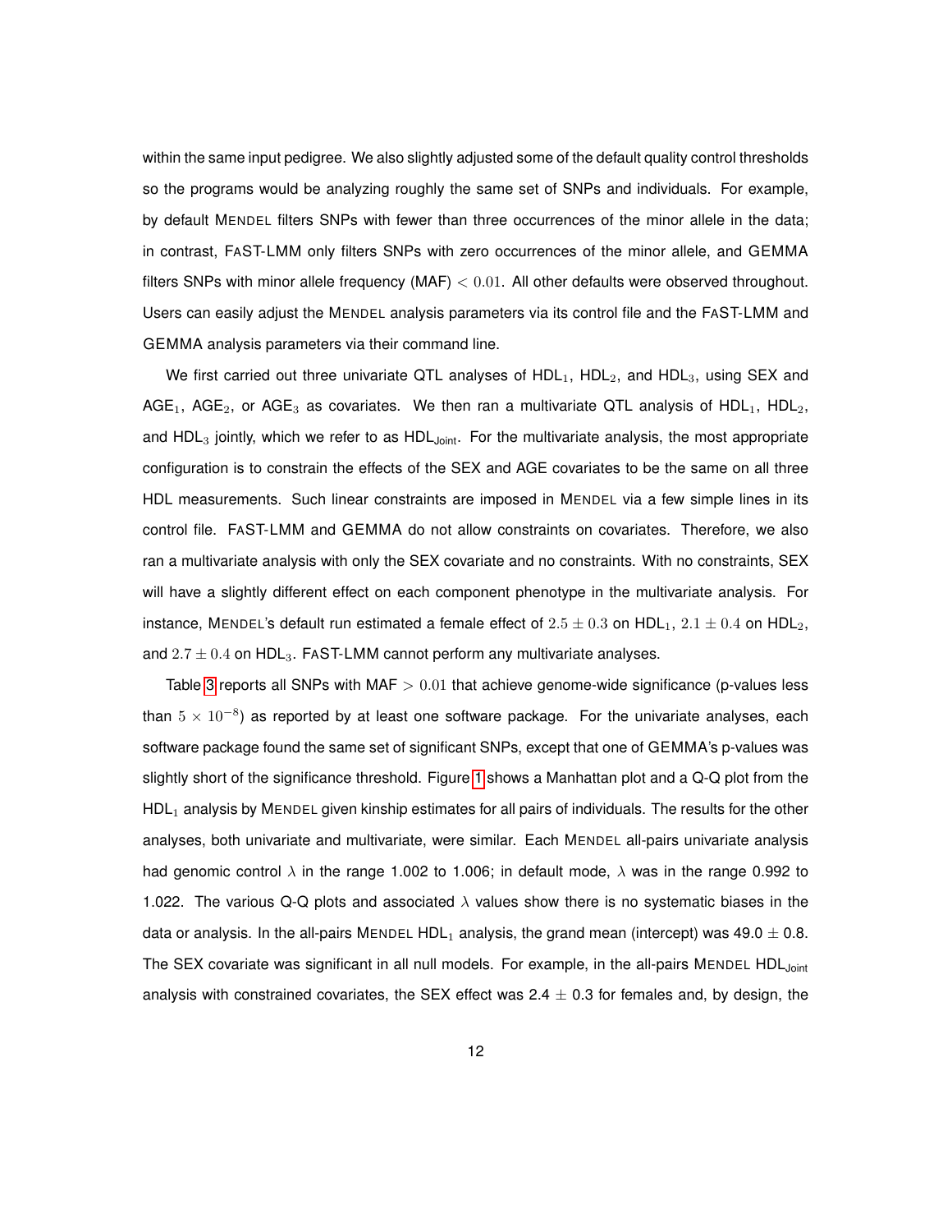within the same input pedigree. We also slightly adjusted some of the default quality control thresholds so the programs would be analyzing roughly the same set of SNPs and individuals. For example, by default MENDEL filters SNPs with fewer than three occurrences of the minor allele in the data; in contrast, FAST-LMM only filters SNPs with zero occurrences of the minor allele, and GEMMA filters SNPs with minor allele frequency (MAF) $< 0.01$. All other defaults were observed throughout. Users can easily adjust the MENDEL analysis parameters via its control file and the FAST-LMM and GEMMA analysis parameters via their command line.

We first carried out three univariate QTL analyses of $\text{HDL}_1$, $\text{HDL}_2$, and $\text{HDL}_3$, using SEX and $\text{AGE}_1$, $\text{AGE}_2$, or $\text{AGE}_3$ as covariates. We then ran a multivariate QTL analysis of $\text{HDL}_1$, $\text{HDL}_2$, and $\text{HDL}_3$ jointly, which we refer to as $\text{HDL}_{\text{Joint}}$. For the multivariate analysis, the most appropriate configuration is to constrain the effects of the SEX and AGE covariates to be the same on all three HDL measurements. Such linear constraints are imposed in MENDEL via a few simple lines in its control file. FAST-LMM and GEMMA do not allow constraints on covariates. Therefore, we also ran a multivariate analysis with only the SEX covariate and no constraints. With no constraints, SEX will have a slightly different effect on each component phenotype in the multivariate analysis. For instance, MENDEL's default run estimated a female effect of $2.5 \pm 0.3$ on $\text{HDL}_1$, $2.1 \pm 0.4$ on $\text{HDL}_2$, and $2.7 \pm 0.4$ on $\text{HDL}_3$. FAST-LMM cannot perform any multivariate analyses.

Table 3 reports all SNPs with MAF $> 0.01$ that achieve genome-wide significance (p-values less than $5 \times 10^{-8}$) as reported by at least one software package. For the univariate analyses, each software package found the same set of significant SNPs, except that one of GEMMA's p-values was slightly short of the significance threshold. Figure 1 shows a Manhattan plot and a Q-Q plot from the $\text{HDL}_1$ analysis by MENDEL given kinship estimates for all pairs of individuals. The results for the other analyses, both univariate and multivariate, were similar. Each MENDEL all-pairs univariate analysis had genomic control $\lambda$ in the range 1.002 to 1.006; in default mode, $\lambda$ was in the range 0.992 to 1.022. The various Q-Q plots and associated $\lambda$ values show there is no systematic biases in the data or analysis. In the all-pairs MENDEL $\text{HDL}_1$ analysis, the grand mean (intercept) was $49.0 \pm 0.8$. The SEX covariate was significant in all null models. For example, in the all-pairs MENDEL $\text{HDL}_{\text{Joint}}$ analysis with constrained covariates, the SEX effect was $2.4 \pm 0.3$ for females and, by design, the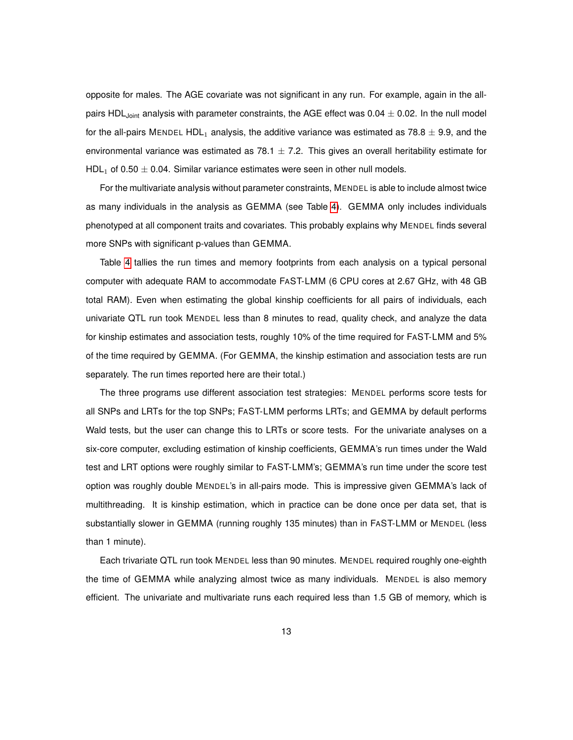opposite for males. The AGE covariate was not significant in any run. For example, again in the all-pairs $HDL_{Joint}$ analysis with parameter constraints, the AGE effect was $0.04 \pm 0.02$. In the null model for the all-pairs MENDEL $HDL_1$ analysis, the additive variance was estimated as $78.8 \pm 9.9$, and the environmental variance was estimated as $78.1 \pm 7.2$. This gives an overall heritability estimate for $HDL_1$ of $0.50 \pm 0.04$. Similar variance estimates were seen in other null models.

For the multivariate analysis without parameter constraints, MENDEL is able to include almost twice as many individuals in the analysis as GEMMA (see Table 4). GEMMA only includes individuals phenotyped at all component traits and covariates. This probably explains why MENDEL finds several more SNPs with significant p-values than GEMMA.

Table 4 tallies the run times and memory footprints from each analysis on a typical personal computer with adequate RAM to accommodate FaST-LMM (6 CPU cores at 2.67 GHz, with 48 GB total RAM). Even when estimating the global kinship coefficients for all pairs of individuals, each univariate QTL run took MENDEL less than 8 minutes to read, quality check, and analyze the data for kinship estimates and association tests, roughly 10% of the time required for FaST-LMM and 5% of the time required by GEMMA. (For GEMMA, the kinship estimation and association tests are run separately. The run times reported here are their total.)

The three programs use different association test strategies: MENDEL performs score tests for all SNPs and LRTs for the top SNPs; FaST-LMM performs LRTs; and GEMMA by default performs Wald tests, but the user can change this to LRTs or score tests. For the univariate analyses on a six-core computer, excluding estimation of kinship coefficients, GEMMA's run times under the Wald test and LRT options were roughly similar to FaST-LMM's; GEMMA's run time under the score test option was roughly double MENDEL's in all-pairs mode. This is impressive given GEMMA's lack of multithreading. It is kinship estimation, which in practice can be done once per data set, that is substantially slower in GEMMA (running roughly 135 minutes) than in FaST-LMM or MENDEL (less than 1 minute).

Each trivariate QTL run took MENDEL less than 90 minutes. MENDEL required roughly one-eighth the time of GEMMA while analyzing almost twice as many individuals. MENDEL is also memory efficient. The univariate and multivariate runs each required less than 1.5 GB of memory, which is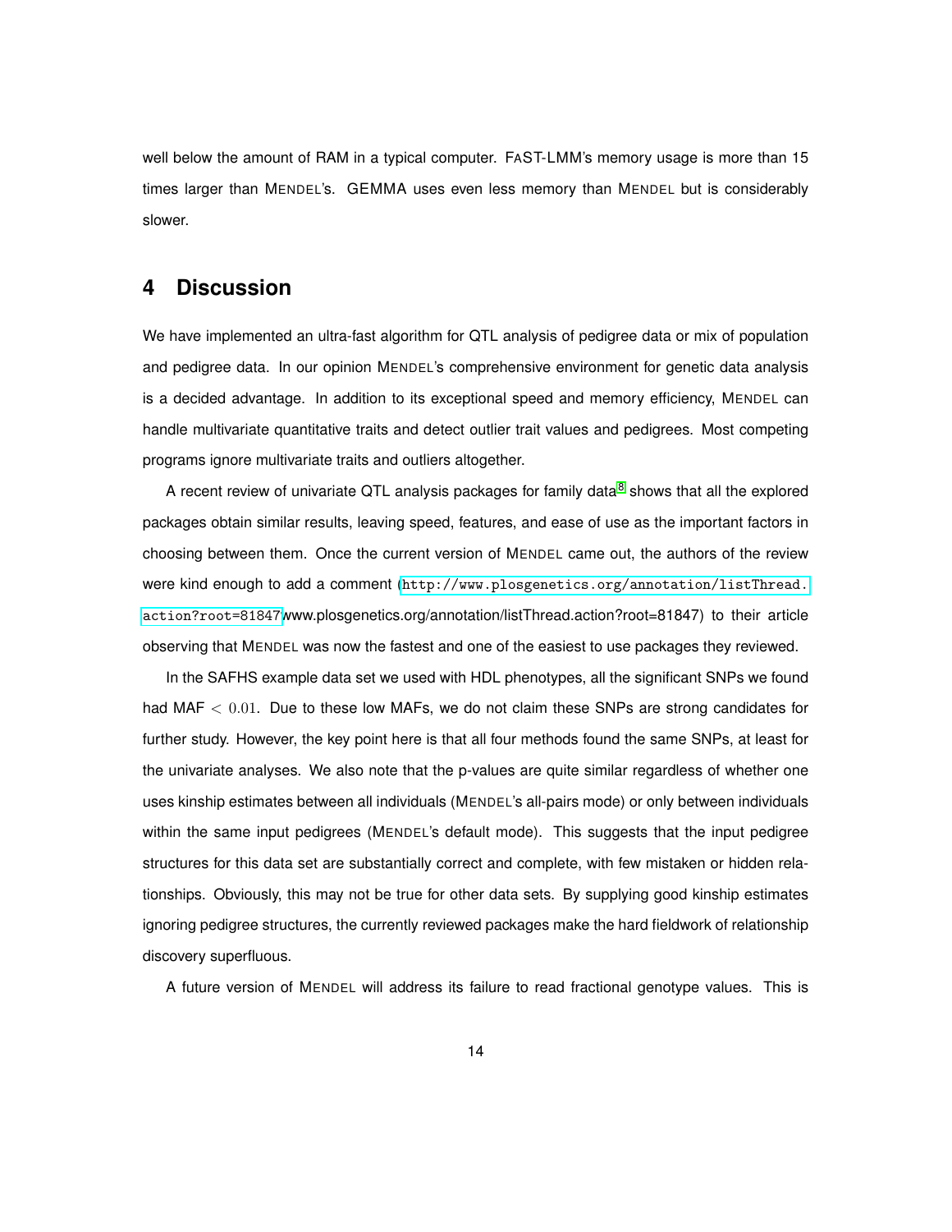well below the amount of RAM in a typical computer. FaST-LMM's memory usage is more than 15 times larger than MENDEL's. GEMMA uses even less memory than MENDEL but is considerably slower.

# 4 Discussion

We have implemented an ultra-fast algorithm for QTL analysis of pedigree data or mix of population and pedigree data. In our opinion MENDEL's comprehensive environment for genetic data analysis is a decided advantage. In addition to its exceptional speed and memory efficiency, MENDEL can handle multivariate quantitative traits and detect outlier trait values and pedigrees. Most competing programs ignore multivariate traits and outliers altogether.

A recent review of univariate QTL analysis packages for family data[8] shows that all the explored packages obtain similar results, leaving speed, features, and ease of use as the important factors in choosing between them. Once the current version of MENDEL came out, the authors of the review were kind enough to add a comment (http://www.plosgenetics.org/annotation/listThread.action?root=81847www.plosgenetics.org/annotation/listThread.action?root=81847) to their article observing that MENDEL was now the fastest and one of the easiest to use packages they reviewed.

In the SAFHS example data set we used with HDL phenotypes, all the significant SNPs we found had MAF $< 0.01$. Due to these low MAFs, we do not claim these SNPs are strong candidates for further study. However, the key point here is that all four methods found the same SNPs, at least for the univariate analyses. We also note that the p-values are quite similar regardless of whether one uses kinship estimates between all individuals (MENDEL's all-pairs mode) or only between individuals within the same input pedigrees (MENDEL's default mode). This suggests that the input pedigree structures for this data set are substantially correct and complete, with few mistaken or hidden relationships. Obviously, this may not be true for other data sets. By supplying good kinship estimates ignoring pedigree structures, the currently reviewed packages make the hard fieldwork of relationship discovery superfluous.

A future version of MENDEL will address its failure to read fractional genotype values. This is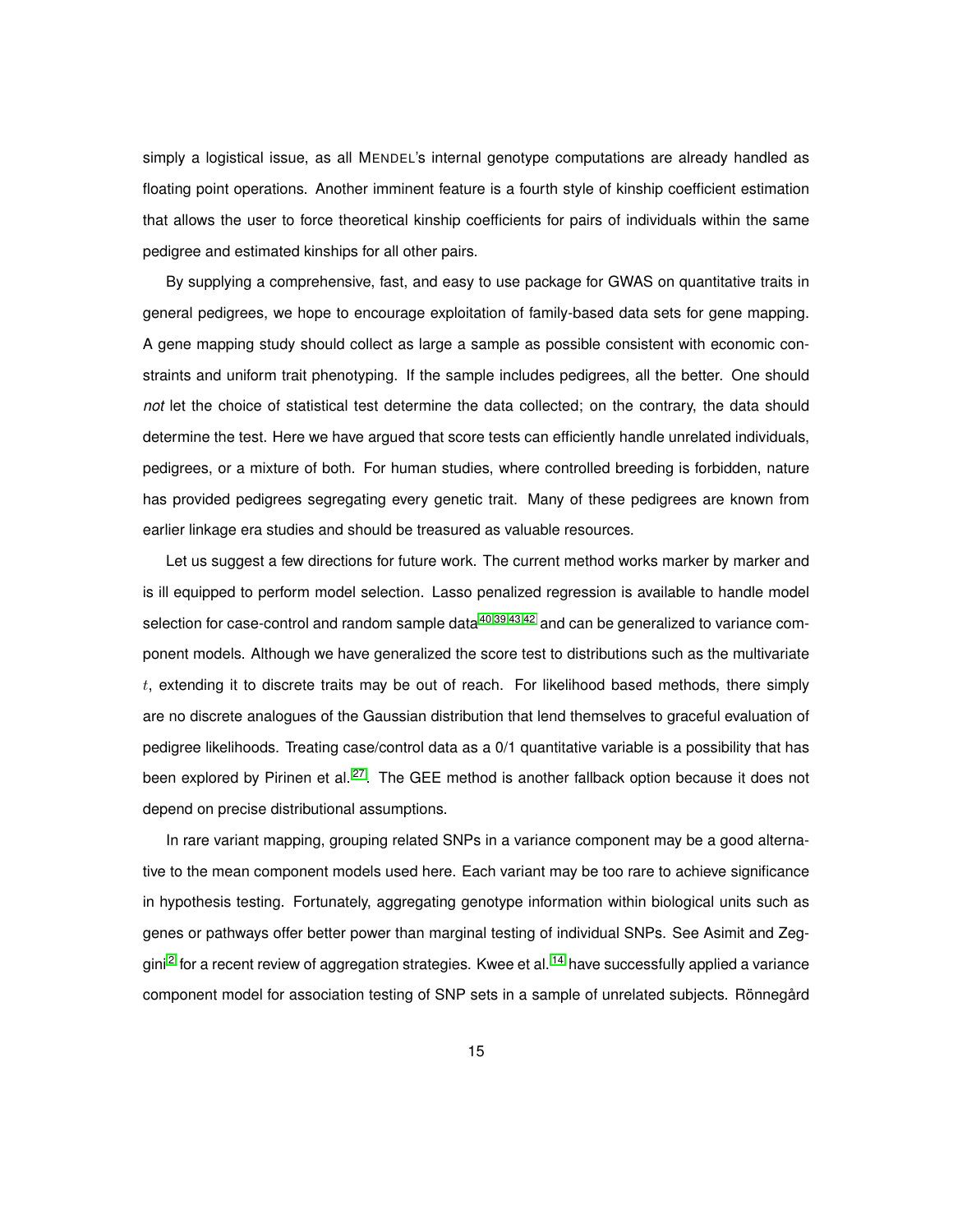simply a logistical issue, as all MENDEL's internal genotype computations are already handled as floating point operations. Another imminent feature is a fourth style of kinship coefficient estimation that allows the user to force theoretical kinship coefficients for pairs of individuals within the same pedigree and estimated kinships for all other pairs.

By supplying a comprehensive, fast, and easy to use package for GWAS on quantitative traits in general pedigrees, we hope to encourage exploitation of family-based data sets for gene mapping. A gene mapping study should collect as large a sample as possible consistent with economic constraints and uniform trait phenotyping. If the sample includes pedigrees, all the better. One should *not* let the choice of statistical test determine the data collected; on the contrary, the data should determine the test. Here we have argued that score tests can efficiently handle unrelated individuals, pedigrees, or a mixture of both. For human studies, where controlled breeding is forbidden, nature has provided pedigrees segregating every genetic trait. Many of these pedigrees are known from earlier linkage era studies and should be treasured as valuable resources.

Let us suggest a few directions for future work. The current method works marker by marker and is ill equipped to perform model selection. Lasso penalized regression is available to handle model selection for case-control and random sample data[40,39,43,42] and can be generalized to variance component models. Although we have generalized the score test to distributions such as the multivariate $t$, extending it to discrete traits may be out of reach. For likelihood based methods, there simply are no discrete analogues of the Gaussian distribution that lend themselves to graceful evaluation of pedigree likelihoods. Treating case/control data as a 0/1 quantitative variable is a possibility that has been explored by Pirinen et al.[27]. The GEE method is another fallback option because it does not depend on precise distributional assumptions.

In rare variant mapping, grouping related SNPs in a variance component may be a good alternative to the mean component models used here. Each variant may be too rare to achieve significance in hypothesis testing. Fortunately, aggregating genotype information within biological units such as genes or pathways offer better power than marginal testing of individual SNPs. See Asimit and Zeggini[2] for a recent review of aggregation strategies. Kwee et al.[14] have successfully applied a variance component model for association testing of SNP sets in a sample of unrelated subjects. Rönnegård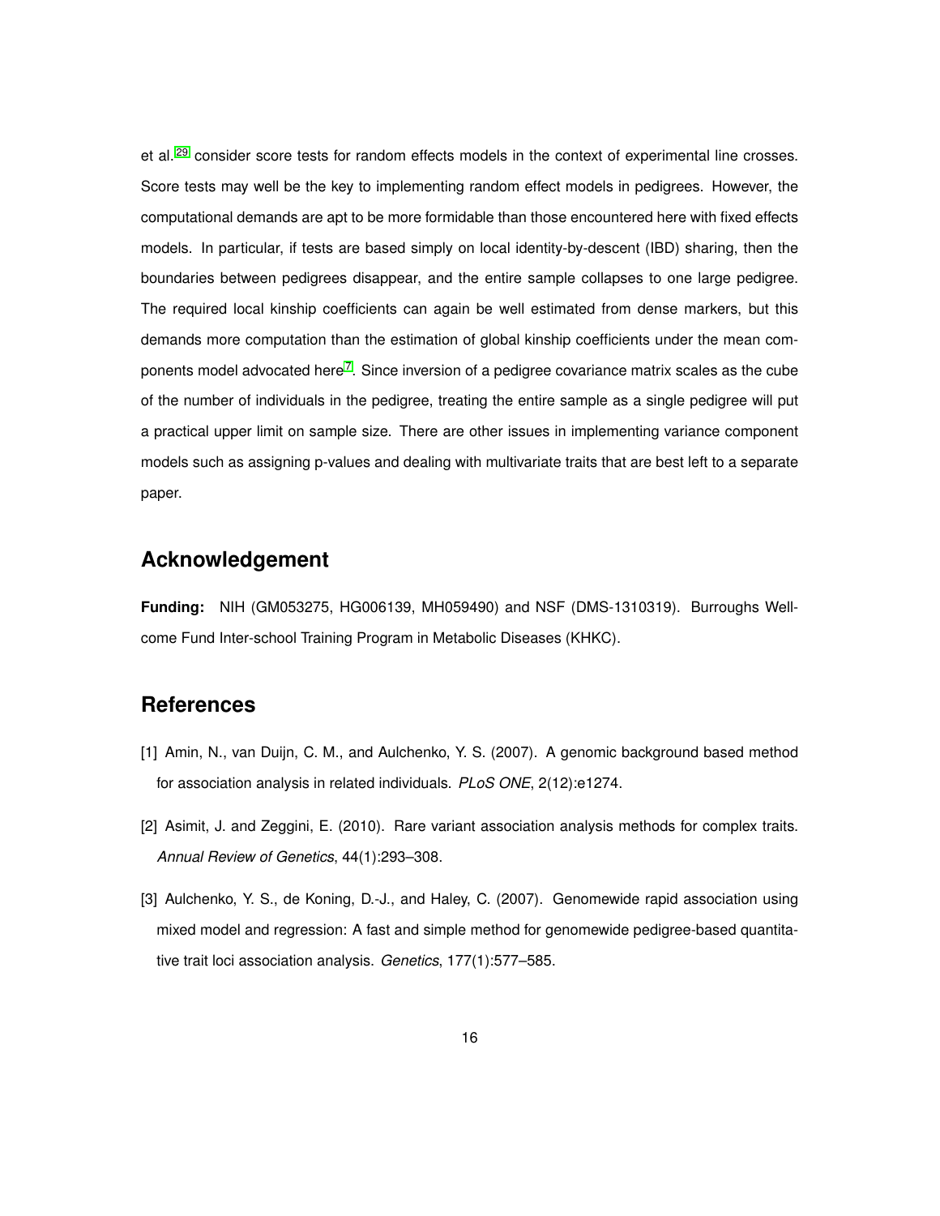et al.[29] consider score tests for random effects models in the context of experimental line crosses. Score tests may well be the key to implementing random effect models in pedigrees. However, the computational demands are apt to be more formidable than those encountered here with fixed effects models. In particular, if tests are based simply on local identity-by-descent (IBD) sharing, then the boundaries between pedigrees disappear, and the entire sample collapses to one large pedigree. The required local kinship coefficients can again be well estimated from dense markers, but this demands more computation than the estimation of global kinship coefficients under the mean components model advocated here[7]. Since inversion of a pedigree covariance matrix scales as the cube of the number of individuals in the pedigree, treating the entire sample as a single pedigree will put a practical upper limit on sample size. There are other issues in implementing variance component models such as assigning p-values and dealing with multivariate traits that are best left to a separate paper.

## Acknowledgement

**Funding:** NIH (GM053275, HG006139, MH059490) and NSF (DMS-1310319). Burroughs Wellcome Fund Inter-school Training Program in Metabolic Diseases (KHKC).

## References

[1] Amin, N., van Duijn, C. M., and Aulchenko, Y. S. (2007). A genomic background based method for association analysis in related individuals. *PLoS ONE*, 2(12):e1274.

[2] Asimit, J. and Zeggini, E. (2010). Rare variant association analysis methods for complex traits. *Annual Review of Genetics*, 44(1):293–308.

[3] Aulchenko, Y. S., de Koning, D.-J., and Haley, C. (2007). Genomewide rapid association using mixed model and regression: A fast and simple method for genomewide pedigree-based quantitative trait loci association analysis. *Genetics*, 177(1):577–585.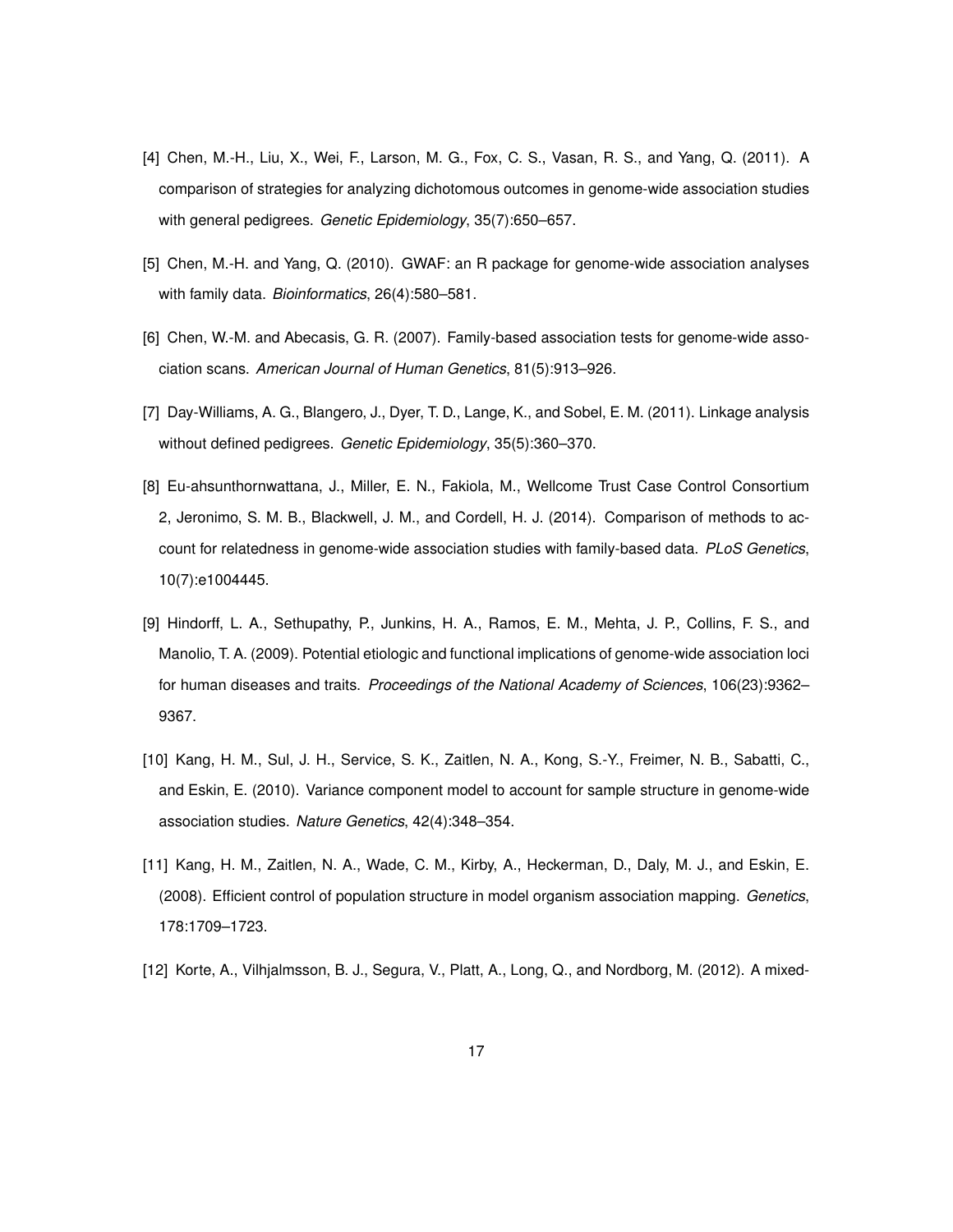[4] Chen, M.-H., Liu, X., Wei, F., Larson, M. G., Fox, C. S., Vasan, R. S., and Yang, Q. (2011). A comparison of strategies for analyzing dichotomous outcomes in genome-wide association studies with general pedigrees. *Genetic Epidemiology*, 35(7):650–657.

[5] Chen, M.-H. and Yang, Q. (2010). GWAF: an R package for genome-wide association analyses with family data. *Bioinformatics*, 26(4):580–581.

[6] Chen, W.-M. and Abecasis, G. R. (2007). Family-based association tests for genome-wide association scans. *American Journal of Human Genetics*, 81(5):913–926.

[7] Day-Williams, A. G., Blangero, J., Dyer, T. D., Lange, K., and Sobel, E. M. (2011). Linkage analysis without defined pedigrees. *Genetic Epidemiology*, 35(5):360–370.

[8] Eu-ahsunthornwattana, J., Miller, E. N., Fakiola, M., Wellcome Trust Case Control Consortium 2, Jeronimo, S. M. B., Blackwell, J. M., and Cordell, H. J. (2014). Comparison of methods to account for relatedness in genome-wide association studies with family-based data. *PLoS Genetics*, 10(7):e1004445.

[9] Hindorff, L. A., Sethupathy, P., Junkins, H. A., Ramos, E. M., Mehta, J. P., Collins, F. S., and Manolio, T. A. (2009). Potential etiologic and functional implications of genome-wide association loci for human diseases and traits. *Proceedings of the National Academy of Sciences*, 106(23):9362–9367.

[10] Kang, H. M., Sul, J. H., Service, S. K., Zaitlen, N. A., Kong, S.-Y., Freimer, N. B., Sabatti, C., and Eskin, E. (2010). Variance component model to account for sample structure in genome-wide association studies. *Nature Genetics*, 42(4):348–354.

[11] Kang, H. M., Zaitlen, N. A., Wade, C. M., Kirby, A., Heckerman, D., Daly, M. J., and Eskin, E. (2008). Efficient control of population structure in model organism association mapping. *Genetics*, 178:1709–1723.

[12] Korte, A., Vilhjalmsson, B. J., Segura, V., Platt, A., Long, Q., and Nordborg, M. (2012). A mixed-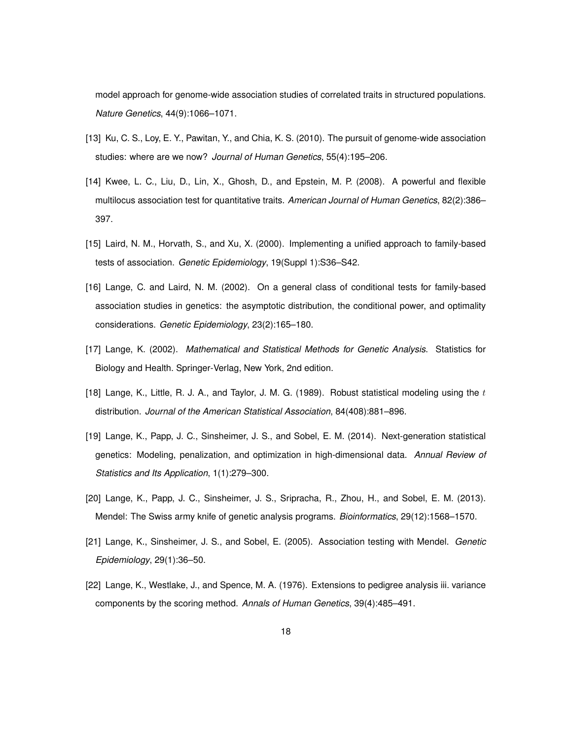model approach for genome-wide association studies of correlated traits in structured populations. *Nature Genetics*, 44(9):1066–1071.

[13] Ku, C. S., Loy, E. Y., Pawitan, Y., and Chia, K. S. (2010). The pursuit of genome-wide association studies: where are we now? *Journal of Human Genetics*, 55(4):195–206.

[14] Kwee, L. C., Liu, D., Lin, X., Ghosh, D., and Epstein, M. P. (2008). A powerful and flexible multilocus association test for quantitative traits. *American Journal of Human Genetics*, 82(2):386–397.

[15] Laird, N. M., Horvath, S., and Xu, X. (2000). Implementing a unified approach to family-based tests of association. *Genetic Epidemiology*, 19(Suppl 1):S36–S42.

[16] Lange, C. and Laird, N. M. (2002). On a general class of conditional tests for family-based association studies in genetics: the asymptotic distribution, the conditional power, and optimality considerations. *Genetic Epidemiology*, 23(2):165–180.

[17] Lange, K. (2002). *Mathematical and Statistical Methods for Genetic Analysis*. Statistics for Biology and Health. Springer-Verlag, New York, 2nd edition.

[18] Lange, K., Little, R. J. A., and Taylor, J. M. G. (1989). Robust statistical modeling using the $t$ distribution. *Journal of the American Statistical Association*, 84(408):881–896.

[19] Lange, K., Papp, J. C., Sinsheimer, J. S., and Sobel, E. M. (2014). Next-generation statistical genetics: Modeling, penalization, and optimization in high-dimensional data. *Annual Review of Statistics and Its Application*, 1(1):279–300.

[20] Lange, K., Papp, J. C., Sinsheimer, J. S., Sripracha, R., Zhou, H., and Sobel, E. M. (2013). Mendel: The Swiss army knife of genetic analysis programs. *Bioinformatics*, 29(12):1568–1570.

[21] Lange, K., Sinsheimer, J. S., and Sobel, E. (2005). Association testing with Mendel. *Genetic Epidemiology*, 29(1):36–50.

[22] Lange, K., Westlake, J., and Spence, M. A. (1976). Extensions to pedigree analysis iii. variance components by the scoring method. *Annals of Human Genetics*, 39(4):485–491.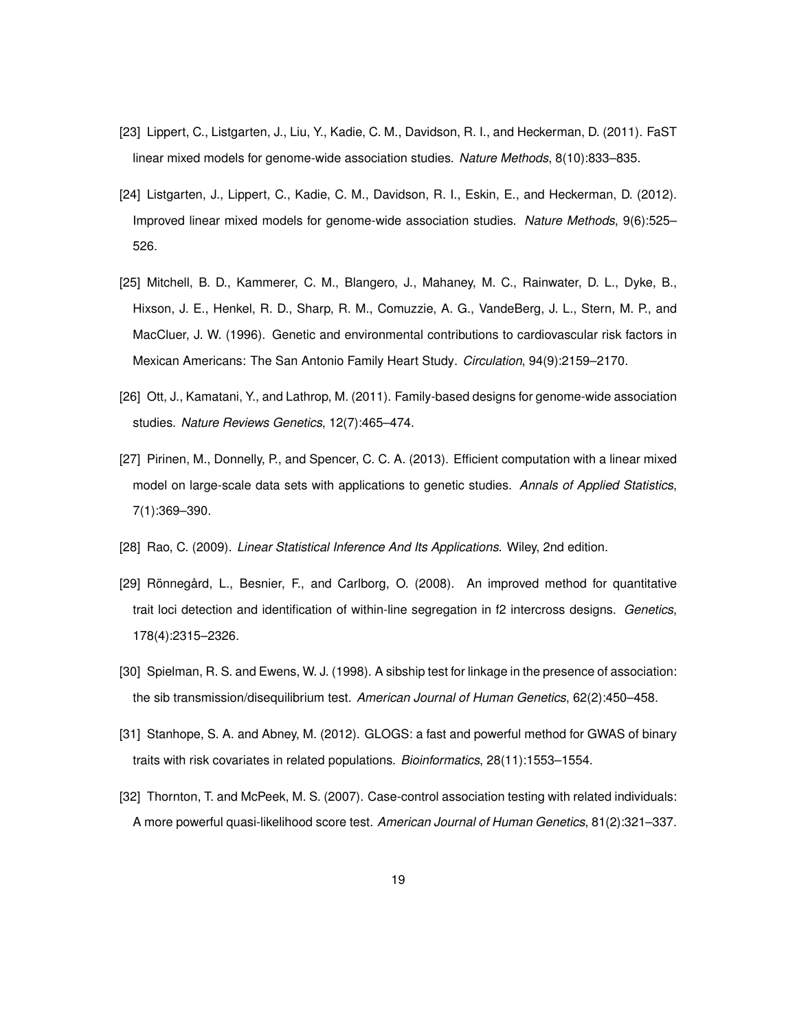[23] Lippert, C., Listgarten, J., Liu, Y., Kadie, C. M., Davidson, R. I., and Heckerman, D. (2011). FaST linear mixed models for genome-wide association studies. *Nature Methods*, 8(10):833–835.

[24] Listgarten, J., Lippert, C., Kadie, C. M., Davidson, R. I., Eskin, E., and Heckerman, D. (2012). Improved linear mixed models for genome-wide association studies. *Nature Methods*, 9(6):525–526.

[25] Mitchell, B. D., Kammerer, C. M., Blangero, J., Mahaney, M. C., Rainwater, D. L., Dyke, B., Hixson, J. E., Henkel, R. D., Sharp, R. M., Comuzzie, A. G., VandeBerg, J. L., Stern, M. P., and MacCluer, J. W. (1996). Genetic and environmental contributions to cardiovascular risk factors in Mexican Americans: The San Antonio Family Heart Study. *Circulation*, 94(9):2159–2170.

[26] Ott, J., Kamatani, Y., and Lathrop, M. (2011). Family-based designs for genome-wide association studies. *Nature Reviews Genetics*, 12(7):465–474.

[27] Pirinen, M., Donnelly, P., and Spencer, C. C. A. (2013). Efficient computation with a linear mixed model on large-scale data sets with applications to genetic studies. *Annals of Applied Statistics*, 7(1):369–390.

[28] Rao, C. (2009). *Linear Statistical Inference And Its Applications*. Wiley, 2nd edition.

[29] Rönnegård, L., Besnier, F., and Carlborg, O. (2008). An improved method for quantitative trait loci detection and identification of within-line segregation in f2 intercross designs. *Genetics*, 178(4):2315–2326.

[30] Spielman, R. S. and Ewens, W. J. (1998). A sibship test for linkage in the presence of association: the sib transmission/disequilibrium test. *American Journal of Human Genetics*, 62(2):450–458.

[31] Stanhope, S. A. and Abney, M. (2012). GLOGS: a fast and powerful method for GWAS of binary traits with risk covariates in related populations. *Bioinformatics*, 28(11):1553–1554.

[32] Thornton, T. and McPeek, M. S. (2007). Case-control association testing with related individuals: A more powerful quasi-likelihood score test. *American Journal of Human Genetics*, 81(2):321–337.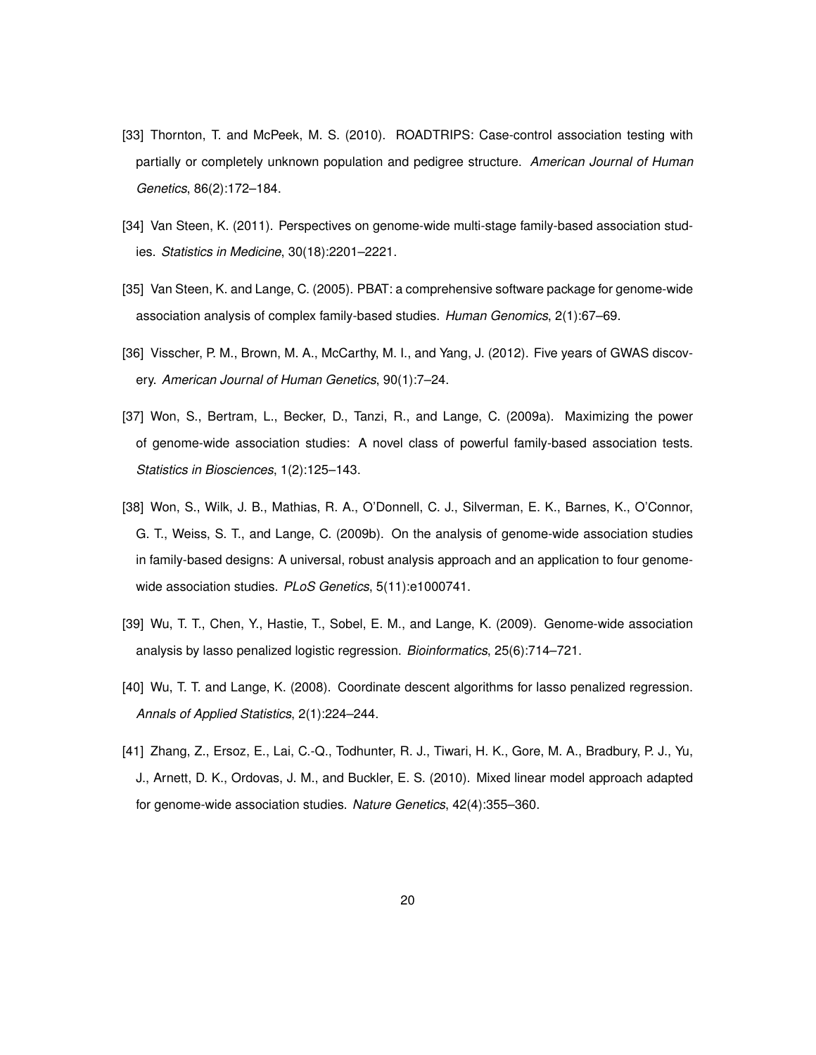[33] Thornton, T. and McPeek, M. S. (2010). ROADTRIPS: Case-control association testing with partially or completely unknown population and pedigree structure. *American Journal of Human Genetics*, 86(2):172–184.

[34] Van Steen, K. (2011). Perspectives on genome-wide multi-stage family-based association studies. *Statistics in Medicine*, 30(18):2201–2221.

[35] Van Steen, K. and Lange, C. (2005). PBAT: a comprehensive software package for genome-wide association analysis of complex family-based studies. *Human Genomics*, 2(1):67–69.

[36] Visscher, P. M., Brown, M. A., McCarthy, M. I., and Yang, J. (2012). Five years of GWAS discovery. *American Journal of Human Genetics*, 90(1):7–24.

[37] Won, S., Bertram, L., Becker, D., Tanzi, R., and Lange, C. (2009a). Maximizing the power of genome-wide association studies: A novel class of powerful family-based association tests. *Statistics in Biosciences*, 1(2):125–143.

[38] Won, S., Wilk, J. B., Mathias, R. A., O'Donnell, C. J., Silverman, E. K., Barnes, K., O'Connor, G. T., Weiss, S. T., and Lange, C. (2009b). On the analysis of genome-wide association studies in family-based designs: A universal, robust analysis approach and an application to four genome-wide association studies. *PLoS Genetics*, 5(11):e1000741.

[39] Wu, T. T., Chen, Y., Hastie, T., Sobel, E. M., and Lange, K. (2009). Genome-wide association analysis by lasso penalized logistic regression. *Bioinformatics*, 25(6):714–721.

[40] Wu, T. T. and Lange, K. (2008). Coordinate descent algorithms for lasso penalized regression. *Annals of Applied Statistics*, 2(1):224–244.

[41] Zhang, Z., Ersoz, E., Lai, C.-Q., Todhunter, R. J., Tiwari, H. K., Gore, M. A., Bradbury, P. J., Yu, J., Arnett, D. K., Ordovas, J. M., and Buckler, E. S. (2010). Mixed linear model approach adapted for genome-wide association studies. *Nature Genetics*, 42(4):355–360.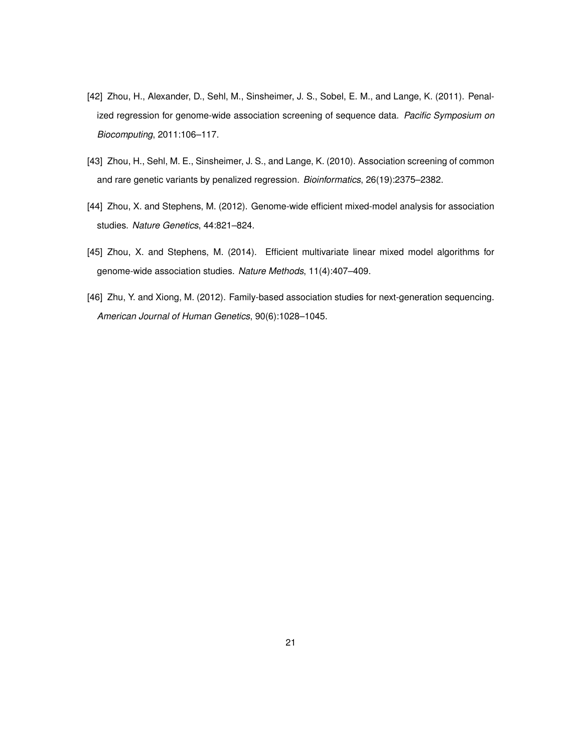[42] Zhou, H., Alexander, D., Sehl, M., Sinsheimer, J. S., Sobel, E. M., and Lange, K. (2011). Penalized regression for genome-wide association screening of sequence data. *Pacific Symposium on Biocomputing*, 2011:106–117.

[43] Zhou, H., Sehl, M. E., Sinsheimer, J. S., and Lange, K. (2010). Association screening of common and rare genetic variants by penalized regression. *Bioinformatics*, 26(19):2375–2382.

[44] Zhou, X. and Stephens, M. (2012). Genome-wide efficient mixed-model analysis for association studies. *Nature Genetics*, 44:821–824.

[45] Zhou, X. and Stephens, M. (2014). Efficient multivariate linear mixed model algorithms for genome-wide association studies. *Nature Methods*, 11(4):407–409.

[46] Zhu, Y. and Xiong, M. (2012). Family-based association studies for next-generation sequencing. *American Journal of Human Genetics*, 90(6):1028–1045.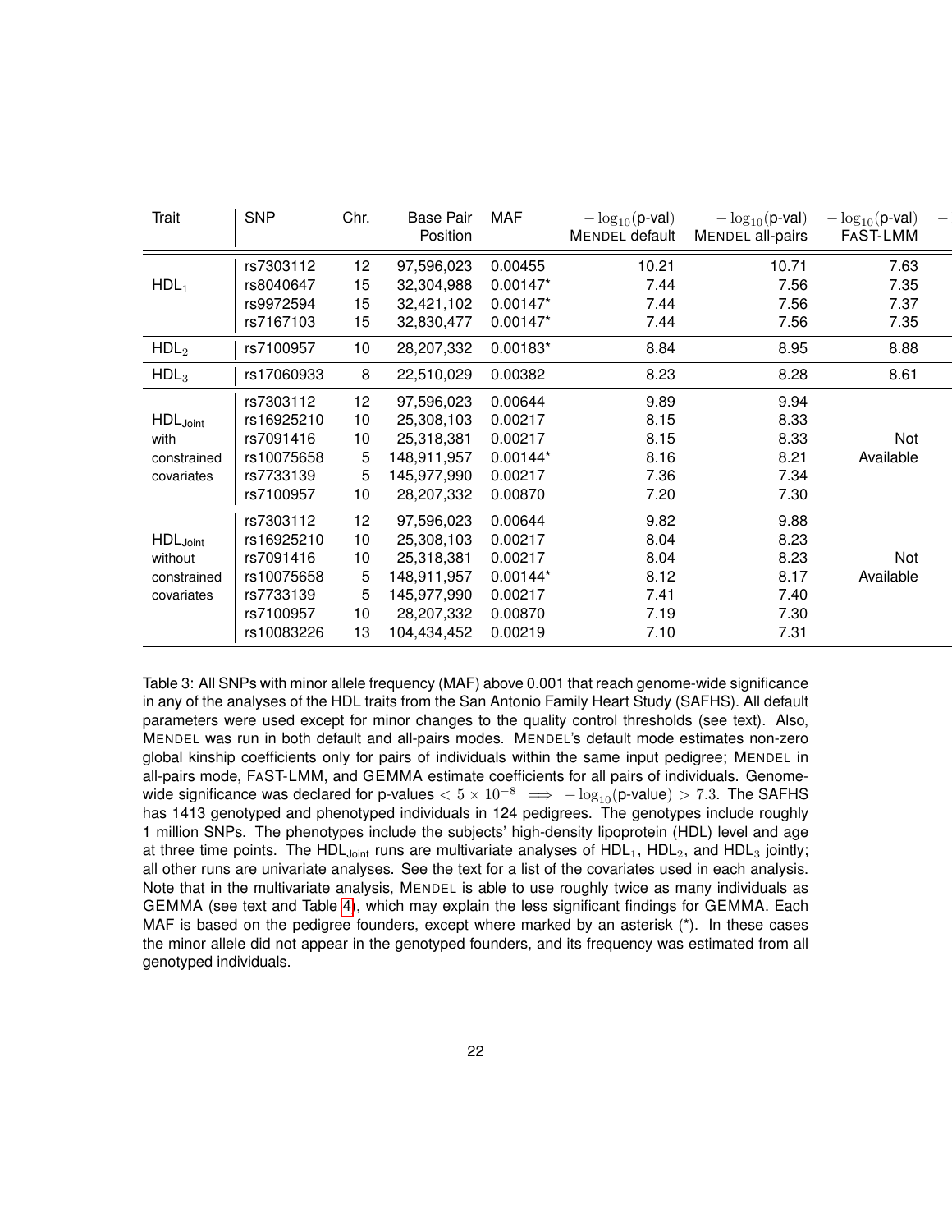| Trait | SNP | Chr. | Base Pair Position | MAF | $-\log_{10}$(p-val) MENDEL default | $-\log_{10}$(p-val) MENDEL all-pairs | $-\log_{10}$(p-val) FAST-LMM |
|---|---|---|---|---|---|---|---|
| $\text{HDL}_1$ | rs7303112 | 12 | 97,596,023 | 0.00455 | 10.21 | 10.71 | 7.63 |
| | rs8040647 | 15 | 32,304,988 | 0.00147* | 7.44 | 7.56 | 7.35 |
| | rs9972594 | 15 | 32,421,102 | 0.00147* | 7.44 | 7.56 | 7.37 |
| | rs7167103 | 15 | 32,830,477 | 0.00147* | 7.44 | 7.56 | 7.35 |
| $\text{HDL}_2$ | rs7100957 | 10 | 28,207,332 | 0.00183* | 8.84 | 8.95 | 8.88 |
| $\text{HDL}_3$ | rs17060933 | 8 | 22,510,029 | 0.00382 | 8.23 | 8.28 | 8.61 |
| $\text{HDL}_{\text{Joint}}$ with constrained covariates | rs7303112 | 12 | 97,596,023 | 0.00644 | 9.89 | 9.94 | Not Available |
| | rs16925210 | 10 | 25,308,103 | 0.00217 | 8.15 | 8.33 | |
| | rs7091416 | 10 | 25,318,381 | 0.00217 | 8.15 | 8.33 | |
| | rs10075658 | 5 | 148,911,957 | 0.00144* | 8.16 | 8.21 | |
| | rs7733139 | 5 | 145,977,990 | 0.00217 | 7.36 | 7.34 | |
| | rs7100957 | 10 | 28,207,332 | 0.00870 | 7.20 | 7.30 | |
| $\text{HDL}_{\text{Joint}}$ without constrained covariates | rs7303112 | 12 | 97,596,023 | 0.00644 | 9.82 | 9.88 | Not Available |
| | rs16925210 | 10 | 25,308,103 | 0.00217 | 8.04 | 8.23 | |
| | rs7091416 | 10 | 25,318,381 | 0.00217 | 8.04 | 8.23 | |
| | rs10075658 | 5 | 148,911,957 | 0.00144* | 8.12 | 8.17 | |
| | rs7733139 | 5 | 145,977,990 | 0.00217 | 7.41 | 7.40 | |
| | rs7100957 | 10 | 28,207,332 | 0.00870 | 7.19 | 7.30 | |
| | rs10083226 | 13 | 104,434,452 | 0.00219 | 7.10 | 7.31 | |

Table 3: All SNPs with minor allele frequency (MAF) above 0.001 that reach genome-wide significance in any of the analyses of the HDL traits from the San Antonio Family Heart Study (SAFHS). All default parameters were used except for minor changes to the quality control thresholds (see text). Also, MENDEL was run in both default and all-pairs modes. MENDEL's default mode estimates non-zero global kinship coefficients only for pairs of individuals within the same input pedigree; MENDEL in all-pairs mode, FAST-LMM, and GEMMA estimate coefficients for all pairs of individuals. Genome-wide significance was declared for p-values $< 5 \times 10^{-8} \implies -\log_{10}(\text{p-value}) > 7.3$. The SAFHS has 1413 genotyped and phenotyped individuals in 124 pedigrees. The genotypes include roughly 1 million SNPs. The phenotypes include the subjects' high-density lipoprotein (HDL) level and age at three time points. The $\text{HDL}_{\text{Joint}}$ runs are multivariate analyses of $\text{HDL}_1$, $\text{HDL}_2$, and $\text{HDL}_3$ jointly; all other runs are univariate analyses. See the text for a list of the covariates used in each analysis. Note that in the multivariate analysis, MENDEL is able to use roughly twice as many individuals as GEMMA (see text and Table 4), which may explain the less significant findings for GEMMA. Each MAF is based on the pedigree founders, except where marked by an asterisk (*). In these cases the minor allele did not appear in the genotyped founders, and its frequency was estimated from all genotyped individuals.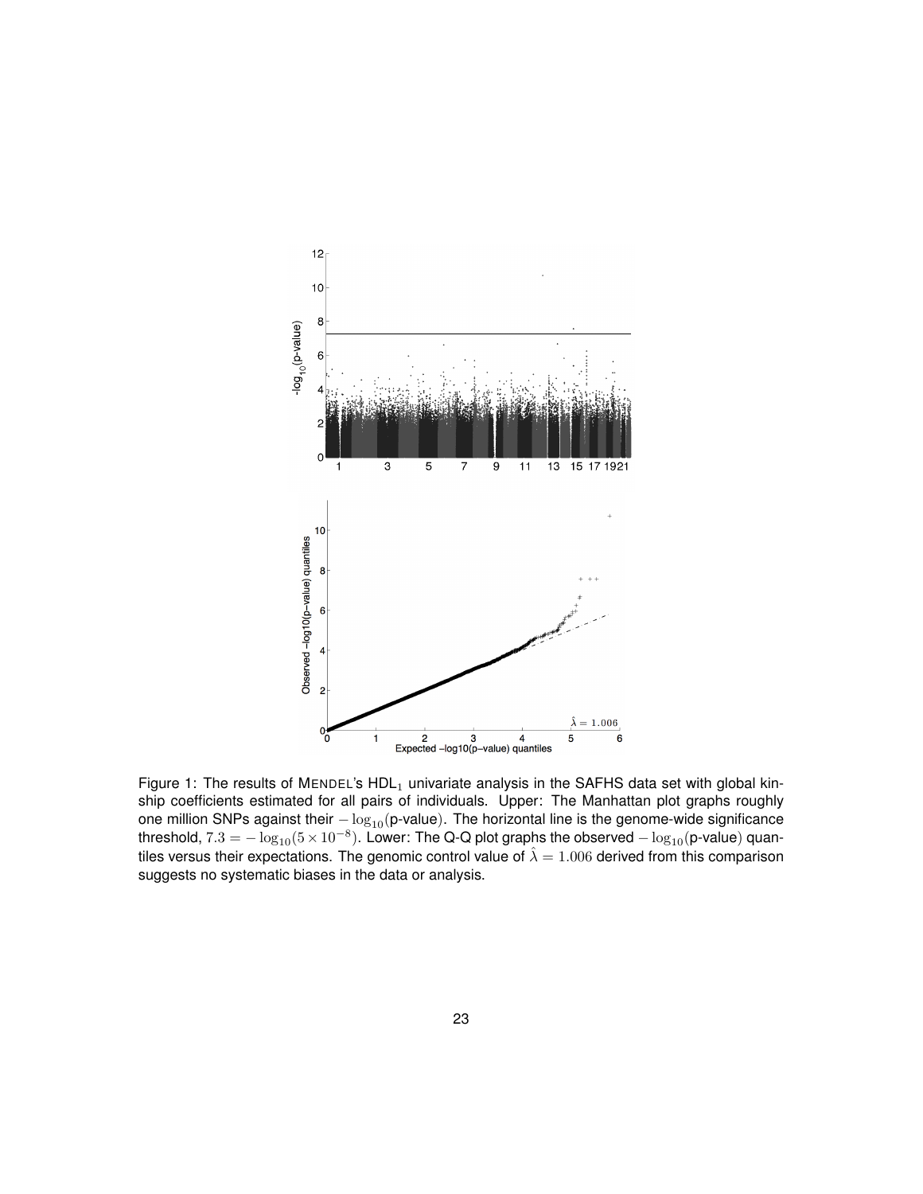Figure 1: The results of MENDEL's $\text{HDL}_1$ univariate analysis in the SAFHS data set with global kinship coefficients estimated for all pairs of individuals. Upper: The Manhattan plot graphs roughly one million SNPs against their $-\log_{10}(\text{p-value})$. The horizontal line is the genome-wide significance threshold, $7.3 = -\log_{10}(5 \times 10^{-8})$. Lower: The Q-Q plot graphs the observed $-\log_{10}(\text{p-value})$ quantiles versus their expectations. The genomic control value of $\hat{\lambda} = 1.006$ derived from this comparison suggests no systematic biases in the data or analysis.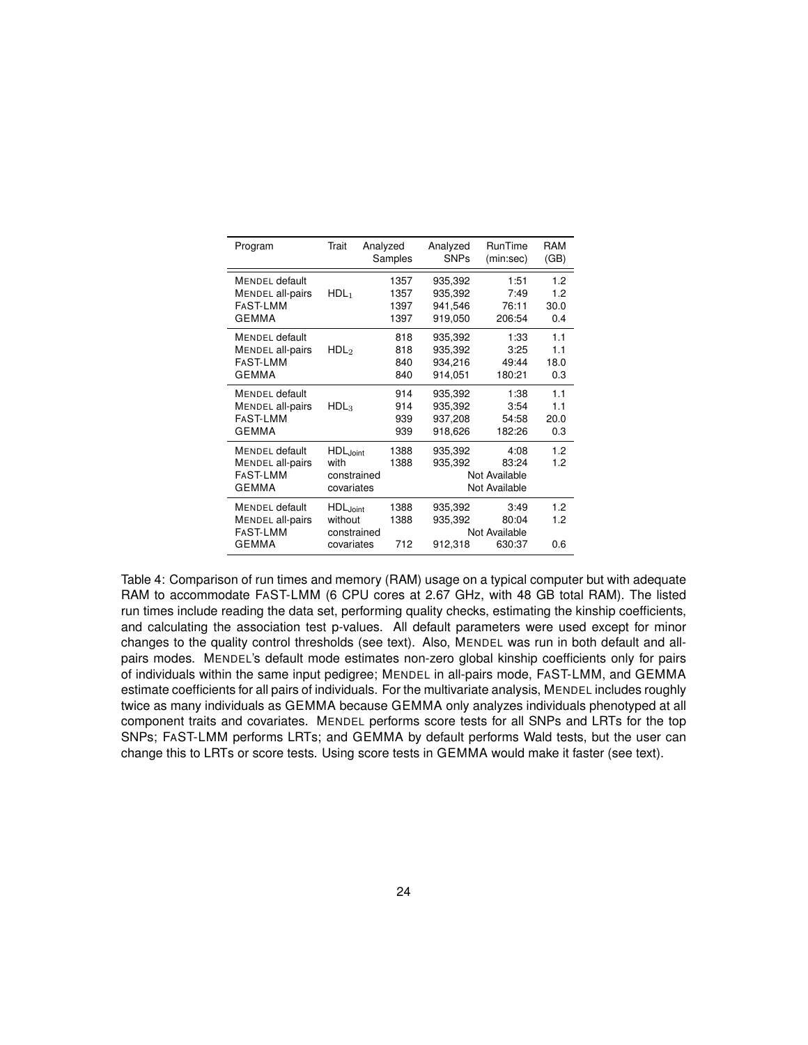| Program | Trait | Analyzed Samples | Analyzed SNPs | RunTime (min:sec) | RAM (GB) |
|---|---|---|---|---|---|
| MENDEL default | $HDL_1$ | 1357 | 935,392 | 1:51 | 1.2 |
| MENDEL all-pairs | | 1357 | 935,392 | 7:49 | 1.2 |
| FAST-LMM | | 1397 | 941,546 | 76:11 | 30.0 |
| GEMMA | | 1397 | 919,050 | 206:54 | 0.4 |
| MENDEL default | $HDL_2$ | 818 | 935,392 | 1:33 | 1.1 |
| MENDEL all-pairs | | 818 | 935,392 | 3:25 | 1.1 |
| FAST-LMM | | 840 | 934,216 | 49:44 | 18.0 |
| GEMMA | | 840 | 914,051 | 180:21 | 0.3 |
| MENDEL default | $HDL_3$ | 914 | 935,392 | 1:38 | 1.1 |
| MENDEL all-pairs | | 914 | 935,392 | 3:54 | 1.1 |
| FAST-LMM | | 939 | 937,208 | 54:58 | 20.0 |
| GEMMA | | 939 | 918,626 | 182:26 | 0.3 |
| MENDEL default | $HDL_{Joint}$ with constrained covariates | 1388 | 935,392 | 4:08 | 1.2 |
| MENDEL all-pairs | | 1388 | 935,392 | 83:24 | 1.2 |
| FAST-LMM | | | | Not Available | |
| GEMMA | | | | Not Available | |
| MENDEL default | $HDL_{Joint}$ without constrained covariates | 1388 | 935,392 | 3:49 | 1.2 |
| MENDEL all-pairs | | 1388 | 935,392 | 80:04 | 1.2 |
| FAST-LMM | | | | Not Available | |
| GEMMA | | 712 | 912,318 | 630:37 | 0.6 |

Table 4: Comparison of run times and memory (RAM) usage on a typical computer but with adequate RAM to accommodate FAST-LMM (6 CPU cores at 2.67 GHz, with 48 GB total RAM). The listed run times include reading the data set, performing quality checks, estimating the kinship coefficients, and calculating the association test p-values. All default parameters were used except for minor changes to the quality control thresholds (see text). Also, MENDEL was run in both default and all-pairs modes. MENDEL's default mode estimates non-zero global kinship coefficients only for pairs of individuals within the same input pedigree; MENDEL in all-pairs mode, FAST-LMM, and GEMMA estimate coefficients for all pairs of individuals. For the multivariate analysis, MENDEL includes roughly twice as many individuals as GEMMA because GEMMA only analyzes individuals phenotyped at all component traits and covariates. MENDEL performs score tests for all SNPs and LRTs for the top SNPs; FAST-LMM performs LRTs; and GEMMA by default performs Wald tests, but the user can change this to LRTs or score tests. Using score tests in GEMMA would make it faster (see text).